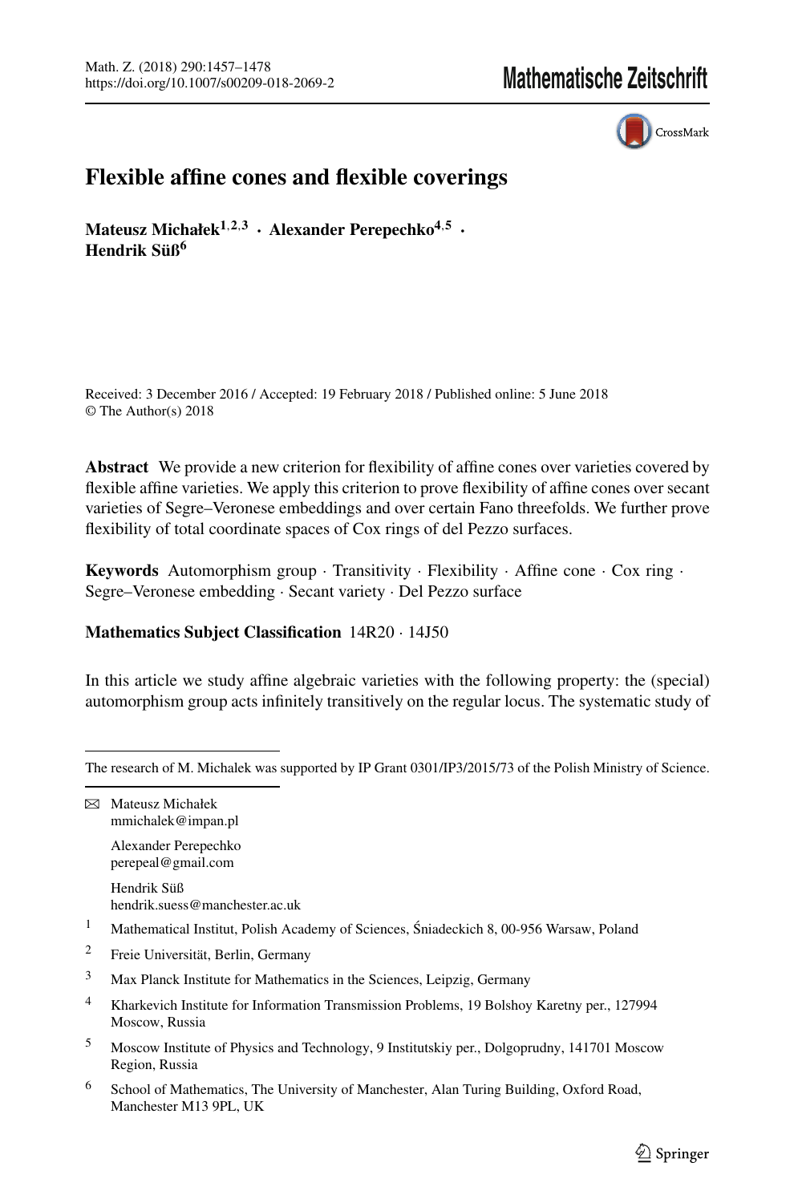# Flexible affine cones and flexible coverings

**Mateusz Michałek**[1,2,3] · **Alexander Perepechko**[4,5] · **Hendrik Süß**[6]

Received: 3 December 2016 / Accepted: 19 February 2018 / Published online: 5 June 2018
© The Author(s) 2018

**Abstract** We provide a new criterion for flexibility of affine cones over varieties covered by flexible affine varieties. We apply this criterion to prove flexibility of affine cones over secant varieties of Segre–Veronese embeddings and over certain Fano threefolds. We further prove flexibility of total coordinate spaces of Cox rings of del Pezzo surfaces.

**Keywords** Automorphism group · Transitivity · Flexibility · Affine cone · Cox ring · Segre–Veronese embedding · Secant variety · Del Pezzo surface

**Mathematics Subject Classification** 14R20 · 14J50

In this article we study affine algebraic varieties with the following property: the (special) automorphism group acts infinitely transitively on the regular locus. The systematic study of

---

The research of M. Michalek was supported by IP Grant 0301/IP3/2015/73 of the Polish Ministry of Science.

✉ Mateusz Michałek
mmichalek@impan.pl

Alexander Perepechko
perepeal@gmail.com

Hendrik Süß
hendrik.suess@manchester.ac.uk

[1] Mathematical Institut, Polish Academy of Sciences, Śniadeckich 8, 00-956 Warsaw, Poland

[2] Freie Universität, Berlin, Germany

[3] Max Planck Institute for Mathematics in the Sciences, Leipzig, Germany

[4] Kharkevich Institute for Information Transmission Problems, 19 Bolshoy Karetny per., 127994 Moscow, Russia

[5] Moscow Institute of Physics and Technology, 9 Institutskiy per., Dolgoprudny, 141701 Moscow Region, Russia

[6] School of Mathematics, The University of Manchester, Alan Turing Building, Oxford Road, Manchester M13 9PL, UK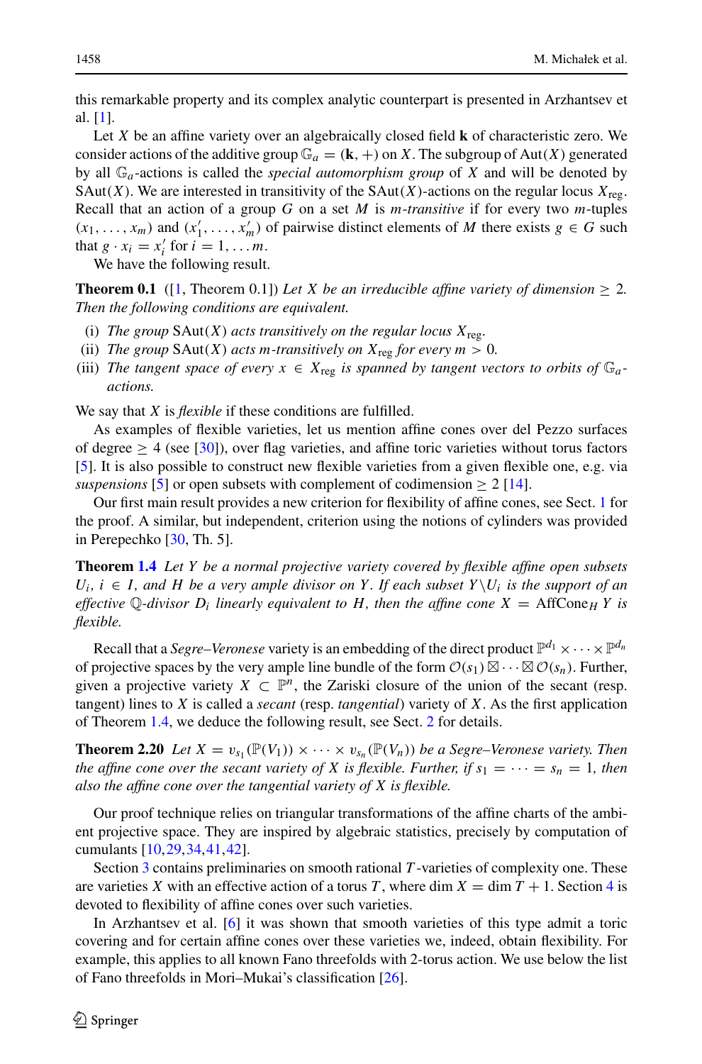this remarkable property and its complex analytic counterpart is presented in Arzhantsev et al. [1].

Let $X$ be an affine variety over an algebraically closed field $\mathbf{k}$ of characteristic zero. We consider actions of the additive group $\mathbb{G}_a = (\mathbf{k}, +)$ on $X$. The subgroup of $\mathrm{Aut}(X)$ generated by all $\mathbb{G}_a$-actions is called the *special automorphism group* of $X$ and will be denoted by $\mathrm{SAut}(X)$. We are interested in transitivity of the $\mathrm{SAut}(X)$-actions on the regular locus $X_{\mathrm{reg}}$. Recall that an action of a group $G$ on a set $M$ is *$m$-transitive* if for every two $m$-tuples $(x_1, \ldots, x_m)$ and $(x'_1, \ldots, x'_m)$ of pairwise distinct elements of $M$ there exists $g \in G$ such that $g \cdot x_i = x'_i$ for $i = 1, \ldots m$.

We have the following result.

**Theorem 0.1** ([1, Theorem 0.1]) *Let $X$ be an irreducible affine variety of dimension $\geq 2$. Then the following conditions are equivalent.*

- (i) *The group $\mathrm{SAut}(X)$ acts transitively on the regular locus $X_{\mathrm{reg}}$.*
- (ii) *The group $\mathrm{SAut}(X)$ acts $m$-transitively on $X_{\mathrm{reg}}$ for every $m > 0$.*
- (iii) *The tangent space of every $x \in X_{\mathrm{reg}}$ is spanned by tangent vectors to orbits of $\mathbb{G}_a$-actions.*

We say that $X$ is *flexible* if these conditions are fulfilled.

As examples of flexible varieties, let us mention affine cones over del Pezzo surfaces of degree $\geq 4$ (see [30]), over flag varieties, and affine toric varieties without torus factors [5]. It is also possible to construct new flexible varieties from a given flexible one, e.g. via *suspensions* [5] or open subsets with complement of codimension $\geq 2$ [14].

Our first main result provides a new criterion for flexibility of affine cones, see Sect. 1 for the proof. A similar, but independent, criterion using the notions of cylinders was provided in Perepechko [30, Th. 5].

**Theorem 1.4** *Let $Y$ be a normal projective variety covered by flexible affine open subsets $U_i$, $i \in I$, and $H$ be a very ample divisor on $Y$. If each subset $Y \setminus U_i$ is the support of an effective $\mathbb{Q}$-divisor $D_i$ linearly equivalent to $H$, then the affine cone $X = \mathrm{AffCone}_H\, Y$ is flexible.*

Recall that a *Segre–Veronese* variety is an embedding of the direct product $\mathbb{P}^{d_1} \times \cdots \times \mathbb{P}^{d_n}$ of projective spaces by the very ample line bundle of the form $\mathcal{O}(s_1) \boxtimes \cdots \boxtimes \mathcal{O}(s_n)$. Further, given a projective variety $X \subset \mathbb{P}^n$, the Zariski closure of the union of the secant (resp. tangent) lines to $X$ is called a *secant* (resp. *tangential*) variety of $X$. As the first application of Theorem 1.4, we deduce the following result, see Sect. 2 for details.

**Theorem 2.20** *Let $X = v_{s_1}(\mathbb{P}(V_1)) \times \cdots \times v_{s_n}(\mathbb{P}(V_n))$ be a Segre–Veronese variety. Then the affine cone over the secant variety of $X$ is flexible. Further, if $s_1 = \cdots = s_n = 1$, then also the affine cone over the tangential variety of $X$ is flexible.*

Our proof technique relies on triangular transformations of the affine charts of the ambient projective space. They are inspired by algebraic statistics, precisely by computation of cumulants [10,29,34,41,42].

Section 3 contains preliminaries on smooth rational $T$-varieties of complexity one. These are varieties $X$ with an effective action of a torus $T$, where $\dim X = \dim T + 1$. Section 4 is devoted to flexibility of affine cones over such varieties.

In Arzhantsev et al. [6] it was shown that smooth varieties of this type admit a toric covering and for certain affine cones over these varieties we, indeed, obtain flexibility. For example, this applies to all known Fano threefolds with 2-torus action. We use below the list of Fano threefolds in Mori–Mukai's classification [26].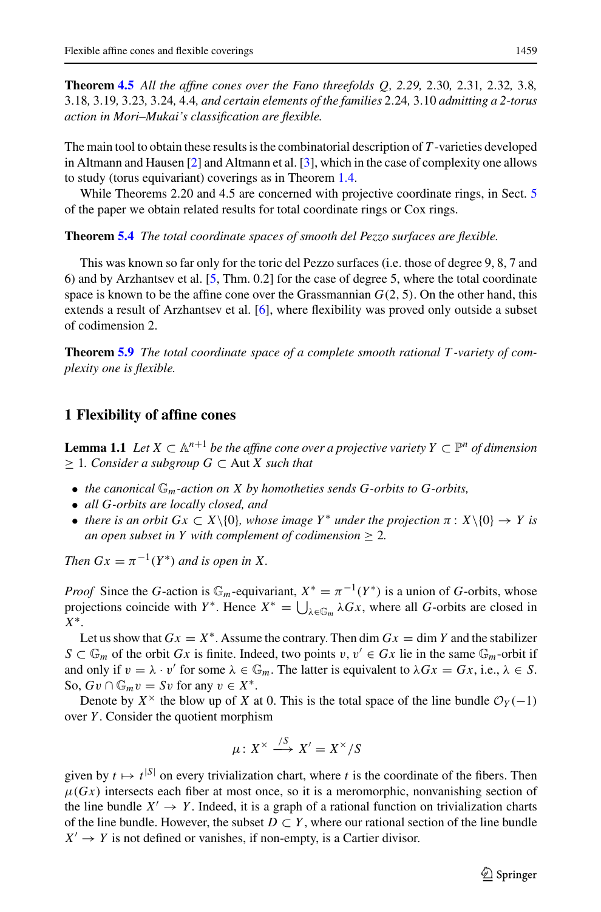**Theorem 4.5** *All the affine cones over the Fano threefolds $Q$, 2.29, 2.30, 2.31, 2.32, 3.8, 3.18, 3.19, 3.23, 3.24, 4.4, and certain elements of the families 2.24, 3.10 admitting a 2-torus action in Mori–Mukai's classification are flexible.*

The main tool to obtain these results is the combinatorial description of $T$-varieties developed in Altmann and Hausen [2] and Altmann et al. [3], which in the case of complexity one allows to study (torus equivariant) coverings as in Theorem 1.4.

While Theorems 2.20 and 4.5 are concerned with projective coordinate rings, in Sect. 5 of the paper we obtain related results for total coordinate rings or Cox rings.

**Theorem 5.4** *The total coordinate spaces of smooth del Pezzo surfaces are flexible.*

This was known so far only for the toric del Pezzo surfaces (i.e. those of degree 9, 8, 7 and 6) and by Arzhantsev et al. [5, Thm. 0.2] for the case of degree 5, where the total coordinate space is known to be the affine cone over the Grassmannian $G(2, 5)$. On the other hand, this extends a result of Arzhantsev et al. [6], where flexibility was proved only outside a subset of codimension 2.

**Theorem 5.9** *The total coordinate space of a complete smooth rational $T$-variety of complexity one is flexible.*

## 1 Flexibility of affine cones

**Lemma 1.1** *Let $X \subset \mathbb{A}^{n+1}$ be the affine cone over a projective variety $Y \subset \mathbb{P}^n$ of dimension $\geq 1$. Consider a subgroup $G \subset \operatorname{Aut} X$ such that*

- *the canonical $\mathbb{G}_m$-action on $X$ by homotheties sends $G$-orbits to $G$-orbits,*
- *all $G$-orbits are locally closed, and*
- *there is an orbit $Gx \subset X\backslash\{0\}$, whose image $Y^*$ under the projection $\pi : X\backslash\{0\} \to Y$ is an open subset in $Y$ with complement of codimension $\geq 2$.*

*Then $Gx = \pi^{-1}(Y^*)$ and is open in $X$.*

*Proof* Since the $G$-action is $\mathbb{G}_m$-equivariant, $X^* = \pi^{-1}(Y^*)$ is a union of $G$-orbits, whose projections coincide with $Y^*$. Hence $X^* = \bigcup_{\lambda \in \mathbb{G}_m} \lambda Gx$, where all $G$-orbits are closed in $X^*$.

Let us show that $Gx = X^*$. Assume the contrary. Then $\dim Gx = \dim Y$ and the stabilizer $S \subset \mathbb{G}_m$ of the orbit $Gx$ is finite. Indeed, two points $v, v' \in Gx$ lie in the same $\mathbb{G}_m$-orbit if and only if $v = \lambda \cdot v'$ for some $\lambda \in \mathbb{G}_m$. The latter is equivalent to $\lambda Gx = Gx$, i.e., $\lambda \in S$. So, $Gv \cap \mathbb{G}_m v = Sv$ for any $v \in X^*$.

Denote by $X^\times$ the blow up of $X$ at 0. This is the total space of the line bundle $\mathcal{O}_Y(-1)$ over $Y$. Consider the quotient morphism

$$\mu \colon X^\times \xrightarrow{/S} X' = X^\times/S$$

given by $t \mapsto t^{|S|}$ on every trivialization chart, where $t$ is the coordinate of the fibers. Then $\mu(Gx)$ intersects each fiber at most once, so it is a meromorphic, nonvanishing section of the line bundle $X' \to Y$. Indeed, it is a graph of a rational function on trivialization charts of the line bundle. However, the subset $D \subset Y$, where our rational section of the line bundle $X' \to Y$ is not defined or vanishes, if non-empty, is a Cartier divisor.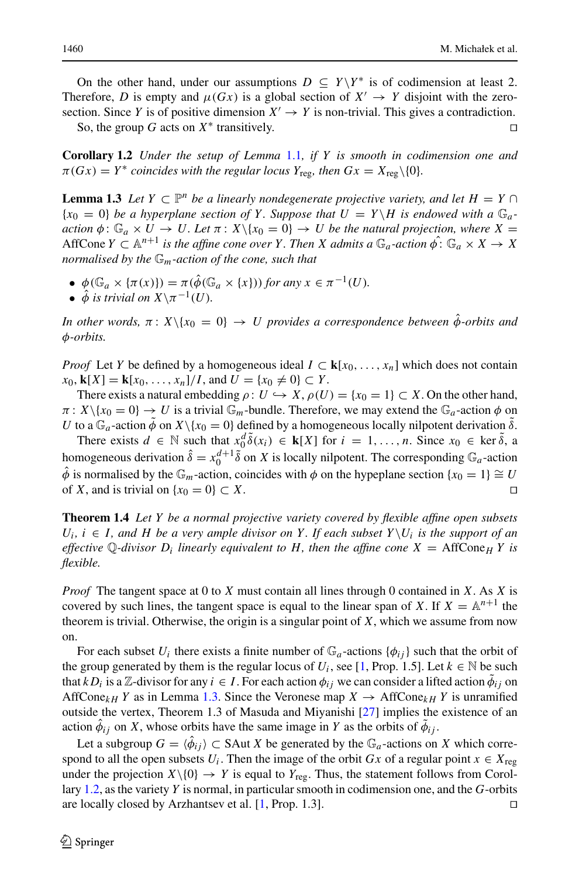On the other hand, under our assumptions $D \subseteq Y \backslash Y^*$ is of codimension at least 2. Therefore, $D$ is empty and $\mu(Gx)$ is a global section of $X' \to Y$ disjoint with the zero-section. Since $Y$ is of positive dimension $X' \to Y$ is non-trivial. This gives a contradiction.

So, the group $G$ acts on $X^*$ transitively. $\square$

**Corollary 1.2** *Under the setup of Lemma 1.1, if $Y$ is smooth in codimension one and $\pi(Gx) = Y^*$ coincides with the regular locus $Y_{\text{reg}}$, then $Gx = X_{\text{reg}} \backslash \{0\}$.*

**Lemma 1.3** *Let $Y \subset \mathbb{P}^n$ be a linearly nondegenerate projective variety, and let $H = Y \cap \{x_0 = 0\}$ be a hyperplane section of $Y$. Suppose that $U = Y \backslash H$ is endowed with a $\mathbb{G}_a$-action $\phi \colon \mathbb{G}_a \times U \to U$. Let $\pi \colon X \backslash \{x_0 = 0\} \to U$ be the natural projection, where $X = \text{AffCone}\, Y \subset \mathbb{A}^{n+1}$ is the affine cone over $Y$. Then $X$ admits a $\mathbb{G}_a$-action $\hat{\phi} \colon \mathbb{G}_a \times X \to X$ normalised by the $\mathbb{G}_m$-action of the cone, such that*

- *$\phi(\mathbb{G}_a \times \{\pi(x)\}) = \pi(\hat{\phi}(\mathbb{G}_a \times \{x\}))$ for any $x \in \pi^{-1}(U)$.*
- *$\hat{\phi}$ is trivial on $X \backslash \pi^{-1}(U)$.*

*In other words, $\pi \colon X \backslash \{x_0 = 0\} \to U$ provides a correspondence between $\hat{\phi}$-orbits and $\phi$-orbits.*

*Proof* Let $Y$ be defined by a homogeneous ideal $I \subset \mathbf{k}[x_0, \ldots, x_n]$ which does not contain $x_0$, $\mathbf{k}[X] = \mathbf{k}[x_0, \ldots, x_n]/I$, and $U = \{x_0 \neq 0\} \subset Y$.

There exists a natural embedding $\rho \colon U \hookrightarrow X$, $\rho(U) = \{x_0 = 1\} \subset X$. On the other hand, $\pi \colon X \backslash \{x_0 = 0\} \to U$ is a trivial $\mathbb{G}_m$-bundle. Therefore, we may extend the $\mathbb{G}_a$-action $\phi$ on $U$ to a $\mathbb{G}_a$-action $\tilde{\phi}$ on $X \backslash \{x_0 = 0\}$ defined by a homogeneous locally nilpotent derivation $\tilde{\delta}$.

There exists $d \in \mathbb{N}$ such that $x_0^d \tilde{\delta}(x_i) \in \mathbf{k}[X]$ for $i = 1, \ldots, n$. Since $x_0 \in \ker \tilde{\delta}$, a homogeneous derivation $\hat{\delta} = x_0^{d+1} \tilde{\delta}$ on $X$ is locally nilpotent. The corresponding $\mathbb{G}_a$-action $\hat{\phi}$ is normalised by the $\mathbb{G}_m$-action, coincides with $\phi$ on the hypeplane section $\{x_0 = 1\} \cong U$ of $X$, and is trivial on $\{x_0 = 0\} \subset X$. $\square$

**Theorem 1.4** *Let $Y$ be a normal projective variety covered by flexible affine open subsets $U_i$, $i \in I$, and $H$ be a very ample divisor on $Y$. If each subset $Y \backslash U_i$ is the support of an effective $\mathbb{Q}$-divisor $D_i$ linearly equivalent to $H$, then the affine cone $X = \text{AffCone}_H\, Y$ is flexible.*

*Proof* The tangent space at 0 to $X$ must contain all lines through 0 contained in $X$. As $X$ is covered by such lines, the tangent space is equal to the linear span of $X$. If $X = \mathbb{A}^{n+1}$ the theorem is trivial. Otherwise, the origin is a singular point of $X$, which we assume from now on.

For each subset $U_i$ there exists a finite number of $\mathbb{G}_a$-actions $\{\phi_{ij}\}$ such that the orbit of the group generated by them is the regular locus of $U_i$, see [1, Prop. 1.5]. Let $k \in \mathbb{N}$ be such that $kD_i$ is a $\mathbb{Z}$-divisor for any $i \in I$. For each action $\phi_{ij}$ we can consider a lifted action $\tilde{\phi}_{ij}$ on $\text{AffCone}_{kH}\, Y$ as in Lemma 1.3. Since the Veronese map $X \to \text{AffCone}_{kH}\, Y$ is unramified outside the vertex, Theorem 1.3 of Masuda and Miyanishi [27] implies the existence of an action $\hat{\phi}_{ij}$ on $X$, whose orbits have the same image in $Y$ as the orbits of $\tilde{\phi}_{ij}$.

Let a subgroup $G = \langle \hat{\phi}_{ij} \rangle \subset \text{SAut}\, X$ be generated by the $\mathbb{G}_a$-actions on $X$ which correspond to all the open subsets $U_i$. Then the image of the orbit $Gx$ of a regular point $x \in X_{\text{reg}}$ under the projection $X \backslash \{0\} \to Y$ is equal to $Y_{\text{reg}}$. Thus, the statement follows from Corollary 1.2, as the variety $Y$ is normal, in particular smooth in codimension one, and the $G$-orbits are locally closed by Arzhantsev et al. [1, Prop. 1.3]. $\square$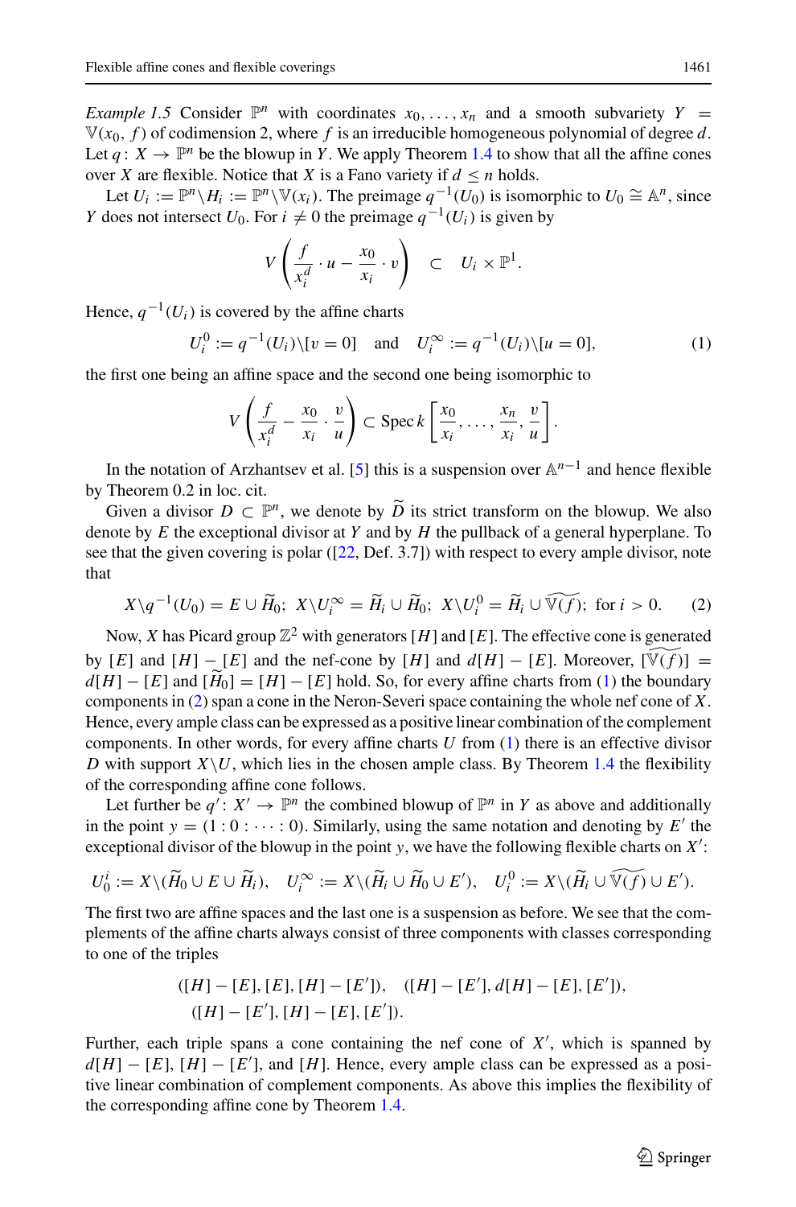*Example 1.5* Consider $\mathbb{P}^n$ with coordinates $x_0, \ldots, x_n$ and a smooth subvariety $Y = \mathbb{V}(x_0, f)$ of codimension 2, where $f$ is an irreducible homogeneous polynomial of degree $d$. Let $q\colon X \to \mathbb{P}^n$ be the blowup in $Y$. We apply Theorem 1.4 to show that all the affine cones over $X$ are flexible. Notice that $X$ is a Fano variety if $d \leq n$ holds.

Let $U_i := \mathbb{P}^n \backslash H_i := \mathbb{P}^n \backslash \mathbb{V}(x_i)$. The preimage $q^{-1}(U_0)$ is isomorphic to $U_0 \cong \mathbb{A}^n$, since $Y$ does not intersect $U_0$. For $i \neq 0$ the preimage $q^{-1}(U_i)$ is given by

$$V\left(\frac{f}{x_i^d} \cdot u - \frac{x_0}{x_i} \cdot v\right) \quad \subset \quad U_i \times \mathbb{P}^1.$$

Hence, $q^{-1}(U_i)$ is covered by the affine charts

$$U_i^0 := q^{-1}(U_i) \backslash [v = 0] \quad \text{and} \quad U_i^\infty := q^{-1}(U_i) \backslash [u = 0], \tag{1}$$

the first one being an affine space and the second one being isomorphic to

$$V\left(\frac{f}{x_i^d} - \frac{x_0}{x_i} \cdot \frac{v}{u}\right) \subset \operatorname{Spec} k\left[\frac{x_0}{x_i}, \ldots, \frac{x_n}{x_i}, \frac{v}{u}\right].$$

In the notation of Arzhantsev et al. [5] this is a suspension over $\mathbb{A}^{n-1}$ and hence flexible by Theorem 0.2 in loc. cit.

Given a divisor $D \subset \mathbb{P}^n$, we denote by $\widetilde{D}$ its strict transform on the blowup. We also denote by $E$ the exceptional divisor at $Y$ and by $H$ the pullback of a general hyperplane. To see that the given covering is polar ([22, Def. 3.7]) with respect to every ample divisor, note that

$$X \backslash q^{-1}(U_0) = E \cup \widetilde{H}_0;\ X \backslash U_i^\infty = \widetilde{H}_i \cup \widetilde{H}_0;\ X \backslash U_i^0 = \widetilde{H}_i \cup \widetilde{\mathbb{V}(f)};\ \text{for } i > 0. \tag{2}$$

Now, $X$ has Picard group $\mathbb{Z}^2$ with generators $[H]$ and $[E]$. The effective cone is generated by $[E]$ and $[H] - [E]$ and the nef-cone by $[H]$ and $d[H] - [E]$. Moreover, $[\widetilde{\mathbb{V}(f)}] = d[H] - [E]$ and $[\widetilde{H}_0] = [H] - [E]$ hold. So, for every affine charts from (1) the boundary components in (2) span a cone in the Neron-Severi space containing the whole nef cone of $X$. Hence, every ample class can be expressed as a positive linear combination of the complement components. In other words, for every affine charts $U$ from (1) there is an effective divisor $D$ with support $X \backslash U$, which lies in the chosen ample class. By Theorem 1.4 the flexibility of the corresponding affine cone follows.

Let further be $q'\colon X' \to \mathbb{P}^n$ the combined blowup of $\mathbb{P}^n$ in $Y$ as above and additionally in the point $y = (1 : 0 : \cdots : 0)$. Similarly, using the same notation and denoting by $E'$ the exceptional divisor of the blowup in the point $y$, we have the following flexible charts on $X'$:

$$U_0^i := X \backslash (\widetilde{H}_0 \cup E \cup \widetilde{H}_i), \quad U_i^\infty := X \backslash (\widetilde{H}_i \cup \widetilde{H}_0 \cup E'), \quad U_i^0 := X \backslash (\widetilde{H}_i \cup \widetilde{\mathbb{V}(f)} \cup E').$$

The first two are affine spaces and the last one is a suspension as before. We see that the complements of the affine charts always consist of three components with classes corresponding to one of the triples

$$([H] - [E], [E], [H] - [E']), \quad ([H] - [E'], d[H] - [E], [E']),$$
$$([H] - [E'], [H] - [E], [E']).$$

Further, each triple spans a cone containing the nef cone of $X'$, which is spanned by $d[H] - [E]$, $[H] - [E']$, and $[H]$. Hence, every ample class can be expressed as a positive linear combination of complement components. As above this implies the flexibility of the corresponding affine cone by Theorem 1.4.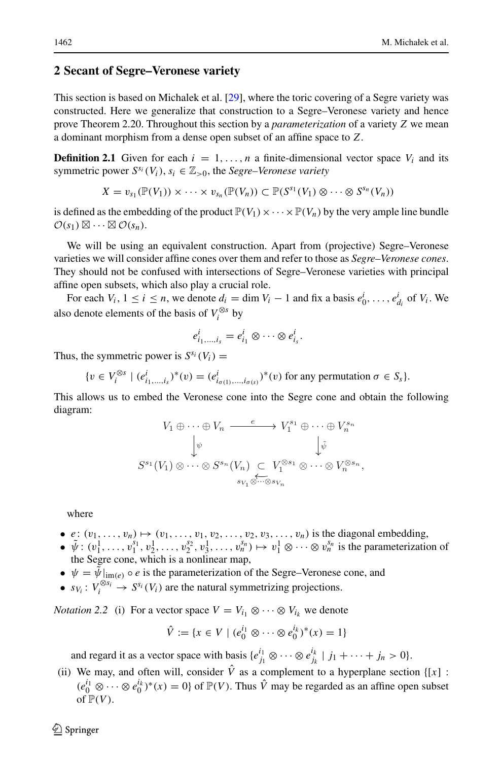## 2 Secant of Segre–Veronese variety

This section is based on Michalek et al. [29], where the toric covering of a Segre variety was constructed. Here we generalize that construction to a Segre–Veronese variety and hence prove Theorem 2.20. Throughout this section by a *parameterization* of a variety $Z$ we mean a dominant morphism from a dense open subset of an affine space to $Z$.

**Definition 2.1** Given for each $i = 1, \dots, n$ a finite-dimensional vector space $V_i$ and its symmetric power $S^{s_i}(V_i)$, $s_i \in \mathbb{Z}_{>0}$, the *Segre–Veronese variety*

$$X = v_{s_1}(\mathbb{P}(V_1)) \times \cdots \times v_{s_n}(\mathbb{P}(V_n)) \subset \mathbb{P}(S^{s_1}(V_1) \otimes \cdots \otimes S^{s_n}(V_n))$$

is defined as the embedding of the product $\mathbb{P}(V_1) \times \cdots \times \mathbb{P}(V_n)$ by the very ample line bundle $\mathcal{O}(s_1) \boxtimes \cdots \boxtimes \mathcal{O}(s_n)$.

We will be using an equivalent construction. Apart from (projective) Segre–Veronese varieties we will consider affine cones over them and refer to those as *Segre–Veronese cones*. They should not be confused with intersections of Segre–Veronese varieties with principal affine open subsets, which also play a crucial role.

For each $V_i$, $1 \le i \le n$, we denote $d_i = \dim V_i - 1$ and fix a basis $e_0^i, \dots, e_{d_i}^i$ of $V_i$. We also denote elements of the basis of $V_i^{\otimes s}$ by

$$e^i_{i_1,\dots,i_s} = e^i_{i_1} \otimes \cdots \otimes e^i_{i_s}.$$

Thus, the symmetric power is $S^{s_i}(V_i) =$

$$\{v \in V_i^{\otimes s} \mid (e^i_{i_1,\dots,i_s})^*(v) = (e^i_{i_{\sigma(1)},\dots,i_{\sigma(s)}})^*(v) \text{ for any permutation } \sigma \in S_s\}.$$

This allows us to embed the Veronese cone into the Segre cone and obtain the following diagram:

$$\begin{array}{ccc}
V_1 \oplus \cdots \oplus V_n & \xrightarrow{\quad e \quad} & V_1^{s_1} \oplus \cdots \oplus V_n^{s_n} \\
\downarrow \psi & & \downarrow \tilde{\psi} \\
S^{s_1}(V_1) \otimes \cdots \otimes S^{s_n}(V_n) & \underset{s_{V_1} \otimes \cdots \otimes s_{V_n}}{\overset{\subset}{\longleftarrow}} & V_1^{\otimes s_1} \otimes \cdots \otimes V_n^{\otimes s_n},
\end{array}$$

where

- $e\colon (v_1, \dots, v_n) \mapsto (v_1, \dots, v_1, v_2, \dots, v_2, v_3, \dots, v_n)$ is the diagonal embedding,
- $\tilde{\psi}\colon (v_1^1, \dots, v_1^{s_1}, v_2^1, \dots, v_2^{s_2}, v_3^1, \dots, v_n^{s_n}) \mapsto v_1^1 \otimes \cdots \otimes v_n^{s_n}$ is the parameterization of the Segre cone, which is a nonlinear map,
- $\psi = \tilde{\psi}|_{\mathrm{im}(e)} \circ e$ is the parameterization of the Segre–Veronese cone, and
- $s_{V_i}\colon V_i^{\otimes s_i} \to S^{s_i}(V_i)$ are the natural symmetrizing projections.

*Notation 2.2* (i) For a vector space $V = V_{i_1} \otimes \cdots \otimes V_{i_k}$ we denote

$$\hat{V} := \{x \in V \mid (e_0^{i_1} \otimes \cdots \otimes e_0^{i_k})^*(x) = 1\}$$

and regard it as a vector space with basis $\{e^{i_1}_{j_1} \otimes \cdots \otimes e^{i_k}_{j_k} \mid j_1 + \cdots + j_n > 0\}$.

(ii) We may, and often will, consider $\hat{V}$ as a complement to a hyperplane section $\{[x] : (e_0^{i_1} \otimes \cdots \otimes e_0^{i_k})^*(x) = 0\}$ of $\mathbb{P}(V)$. Thus $\hat{V}$ may be regarded as an affine open subset of $\mathbb{P}(V)$.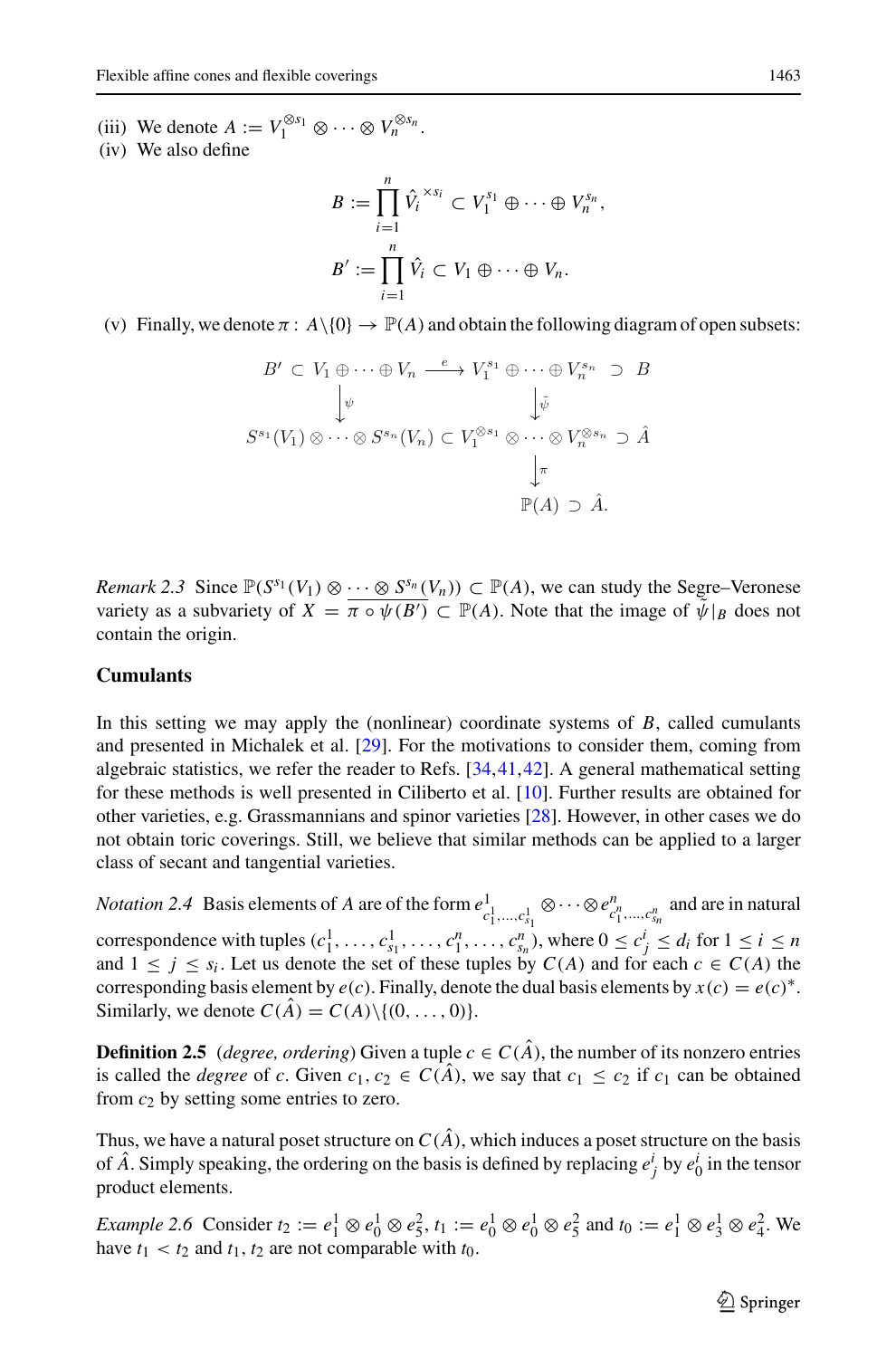(iii) We denote $A := V_1^{\otimes s_1} \otimes \cdots \otimes V_n^{\otimes s_n}$.

(iv) We also define

$$B := \prod_{i=1}^{n} \hat{V}_i^{\times s_i} \subset V_1^{s_1} \oplus \cdots \oplus V_n^{s_n},$$

$$B' := \prod_{i=1}^{n} \hat{V}_i \subset V_1 \oplus \cdots \oplus V_n.$$

(v) Finally, we denote $\pi : A \backslash \{0\} \to \mathbb{P}(A)$ and obtain the following diagram of open subsets:

$$\begin{array}{ccccc}
B' \subset V_1 \oplus \cdots \oplus V_n & \xrightarrow{e} & V_1^{s_1} \oplus \cdots \oplus V_n^{s_n} & \supset & B \\
\downarrow \psi & & \downarrow \tilde{\psi} & & \\
S^{s_1}(V_1) \otimes \cdots \otimes S^{s_n}(V_n) & \subset & V_1^{\otimes s_1} \otimes \cdots \otimes V_n^{\otimes s_n} & \supset & \hat{A} \\
 & & \downarrow \pi & & \\
 & & \mathbb{P}(A) & \supset & \hat{A}.
\end{array}$$

*Remark 2.3* Since $\mathbb{P}(S^{s_1}(V_1) \otimes \cdots \otimes S^{s_n}(V_n)) \subset \mathbb{P}(A)$, we can study the Segre–Veronese variety as a subvariety of $X = \overline{\pi \circ \psi(B')} \subset \mathbb{P}(A)$. Note that the image of $\tilde{\psi}|_B$ does not contain the origin.

### Cumulants

In this setting we may apply the (nonlinear) coordinate systems of $B$, called cumulants and presented in Michalek et al. [29]. For the motivations to consider them, coming from algebraic statistics, we refer the reader to Refs. [34,41,42]. A general mathematical setting for these methods is well presented in Ciliberto et al. [10]. Further results are obtained for other varieties, e.g. Grassmannians and spinor varieties [28]. However, in other cases we do not obtain toric coverings. Still, we believe that similar methods can be applied to a larger class of secant and tangential varieties.

*Notation 2.4* Basis elements of $A$ are of the form $e^1_{c^1_1,\ldots,c^1_{s_1}} \otimes \cdots \otimes e^n_{c^n_1,\ldots,c^n_{s_n}}$ and are in natural correspondence with tuples $(c^1_1, \ldots, c^1_{s_1}, \ldots, c^n_1, \ldots, c^n_{s_n})$, where $0 \leq c^i_j \leq d_i$ for $1 \leq i \leq n$ and $1 \leq j \leq s_i$. Let us denote the set of these tuples by $C(A)$ and for each $c \in C(A)$ the corresponding basis element by $e(c)$. Finally, denote the dual basis elements by $x(c) = e(c)^*$. Similarly, we denote $C(\hat{A}) = C(A) \backslash \{(0, \ldots, 0)\}$.

**Definition 2.5** (*degree, ordering*) Given a tuple $c \in C(\hat{A})$, the number of its nonzero entries is called the *degree* of $c$. Given $c_1, c_2 \in C(\hat{A})$, we say that $c_1 \leq c_2$ if $c_1$ can be obtained from $c_2$ by setting some entries to zero.

Thus, we have a natural poset structure on $C(\hat{A})$, which induces a poset structure on the basis of $\hat{A}$. Simply speaking, the ordering on the basis is defined by replacing $e^i_j$ by $e^i_0$ in the tensor product elements.

*Example 2.6* Consider $t_2 := e^1_1 \otimes e^1_0 \otimes e^2_5$, $t_1 := e^1_0 \otimes e^1_0 \otimes e^2_5$ and $t_0 := e^1_1 \otimes e^1_3 \otimes e^2_4$. We have $t_1 < t_2$ and $t_1, t_2$ are not comparable with $t_0$.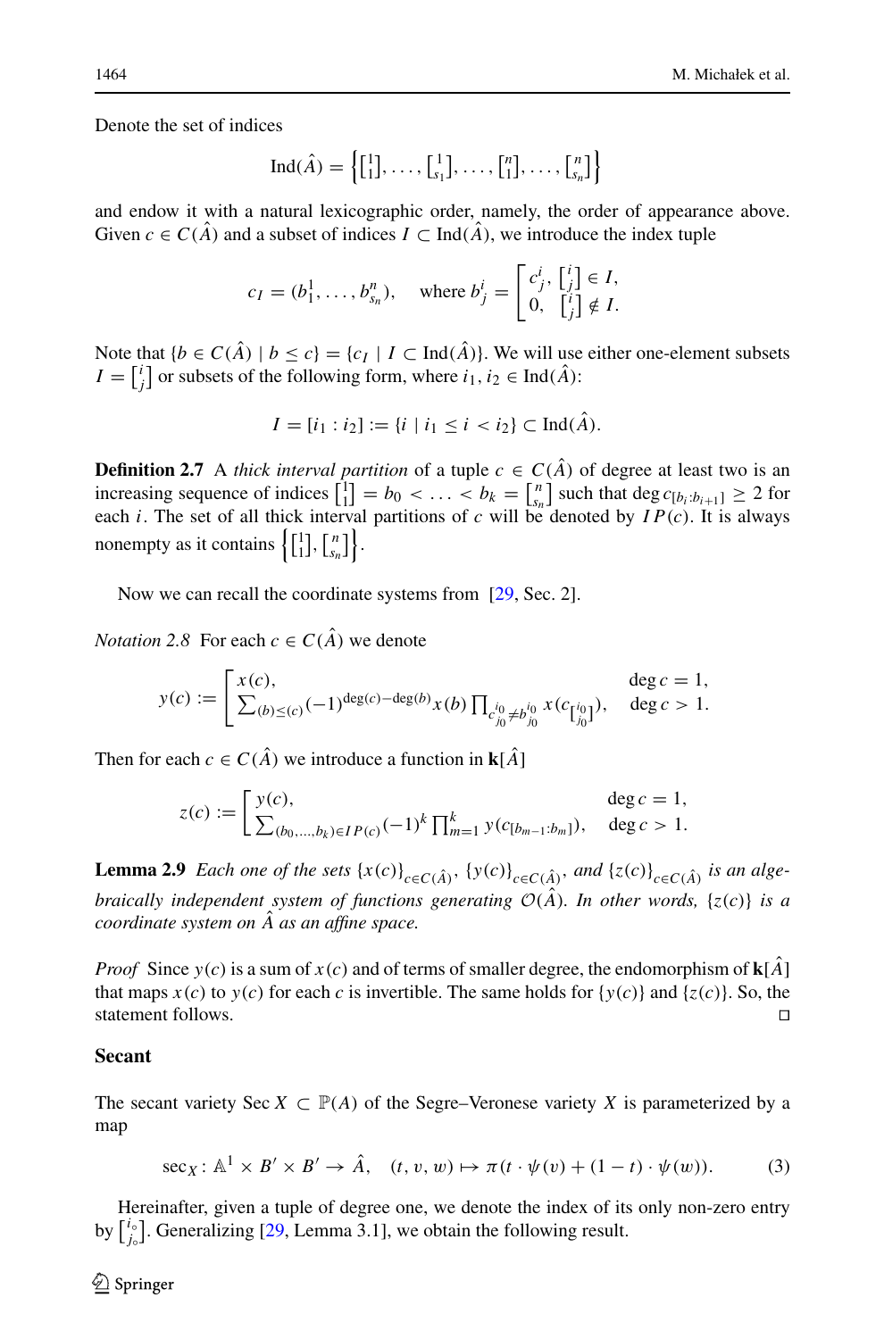Denote the set of indices

$$\mathrm{Ind}(\hat{A}) = \left\{ \left[\begin{smallmatrix}1\\1\end{smallmatrix}\right], \ldots, \left[\begin{smallmatrix}1\\s_1\end{smallmatrix}\right], \ldots, \left[\begin{smallmatrix}n\\1\end{smallmatrix}\right], \ldots, \left[\begin{smallmatrix}n\\s_n\end{smallmatrix}\right] \right\}$$

and endow it with a natural lexicographic order, namely, the order of appearance above. Given $c \in C(\hat{A})$ and a subset of indices $I \subset \mathrm{Ind}(\hat{A})$, we introduce the index tuple

$$c_I = (b_1^1, \ldots, b_{s_n}^n), \quad \text{where } b_j^i = \begin{bmatrix} c_j^i, & \left[\begin{smallmatrix}i\\j\end{smallmatrix}\right] \in I, \\ 0, & \left[\begin{smallmatrix}i\\j\end{smallmatrix}\right] \notin I. \end{bmatrix}$$

Note that $\{b \in C(\hat{A}) \mid b \le c\} = \{c_I \mid I \subset \mathrm{Ind}(\hat{A})\}$. We will use either one-element subsets $I = \left[\begin{smallmatrix}i\\j\end{smallmatrix}\right]$ or subsets of the following form, where $i_1, i_2 \in \mathrm{Ind}(\hat{A})$:

$$I = [i_1 : i_2] := \{i \mid i_1 \le i < i_2\} \subset \mathrm{Ind}(\hat{A}).$$

**Definition 2.7** A *thick interval partition* of a tuple $c \in C(\hat{A})$ of degree at least two is an increasing sequence of indices $\left[\begin{smallmatrix}1\\1\end{smallmatrix}\right] = b_0 < \ldots < b_k = \left[\begin{smallmatrix}n\\s_n\end{smallmatrix}\right]$ such that $\deg c_{[b_i:b_{i+1}]} \ge 2$ for each $i$. The set of all thick interval partitions of $c$ will be denoted by $IP(c)$. It is always nonempty as it contains $\left\{\left[\begin{smallmatrix}1\\1\end{smallmatrix}\right], \left[\begin{smallmatrix}n\\s_n\end{smallmatrix}\right]\right\}$.

Now we can recall the coordinate systems from [29, Sec. 2].

*Notation 2.8* For each $c \in C(\hat{A})$ we denote

$$y(c) := \begin{bmatrix} x(c), & \deg c = 1, \\ \sum_{(b)\le(c)} (-1)^{\deg(c)-\deg(b)} x(b) \prod_{c_{j_0}^{i_0} \ne b_{j_0}^{i_0}} x(c_{\left[\begin{smallmatrix}i_0\\j_0\end{smallmatrix}\right]}), & \deg c > 1. \end{bmatrix}$$

Then for each $c \in C(\hat{A})$ we introduce a function in $\mathbf{k}[\hat{A}]$

$$z(c) := \begin{bmatrix} y(c), & \deg c = 1, \\ \sum_{(b_0,\ldots,b_k)\in IP(c)} (-1)^k \prod_{m=1}^{k} y(c_{[b_{m-1}:b_m]}), & \deg c > 1. \end{bmatrix}$$

**Lemma 2.9** *Each one of the sets* $\{x(c)\}_{c\in C(\hat{A})}$, $\{y(c)\}_{c\in C(\hat{A})}$, *and* $\{z(c)\}_{c\in C(\hat{A})}$ *is an algebraically independent system of functions generating* $\mathcal{O}(\hat{A})$. *In other words,* $\{z(c)\}$ *is a coordinate system on* $\hat{A}$ *as an affine space.*

*Proof* Since $y(c)$ is a sum of $x(c)$ and of terms of smaller degree, the endomorphism of $\mathbf{k}[\hat{A}]$ that maps $x(c)$ to $y(c)$ for each $c$ is invertible. The same holds for $\{y(c)\}$ and $\{z(c)\}$. So, the statement follows. ◻

## Secant

The secant variety $\mathrm{Sec}\, X \subset \mathbb{P}(A)$ of the Segre–Veronese variety $X$ is parameterized by a map

$$\mathrm{sec}_X \colon \mathbb{A}^1 \times B' \times B' \to \hat{A}, \quad (t, v, w) \mapsto \pi(t \cdot \psi(v) + (1-t) \cdot \psi(w)). \tag{3}$$

Hereinafter, given a tuple of degree one, we denote the index of its only non-zero entry by $\left[\begin{smallmatrix}i_\circ\\j_\circ\end{smallmatrix}\right]$. Generalizing [29, Lemma 3.1], we obtain the following result.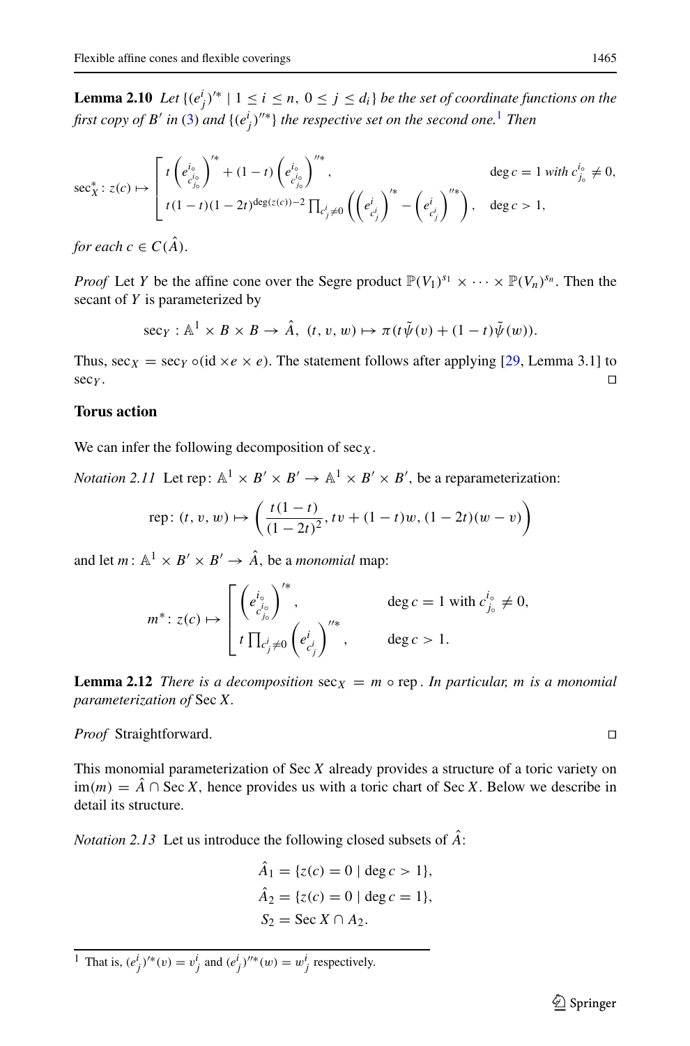**Lemma 2.10** *Let* $\{(e^i_j)'^* \mid 1 \le i \le n,\ 0 \le j \le d_i\}$ *be the set of coordinate functions on the first copy of* $B'$ *in* (3) *and* $\{(e^i_j)''^*\}$ *the respective set on the second one.*[1] *Then*

$$\sec^*_X \colon z(c) \mapsto \left[ \begin{array}{ll} t\left(e^{i_\circ}_{c^{i_\circ}_{j_\circ}}\right)'^* + (1-t)\left(e^{i_\circ}_{c^{i_\circ}_{j_\circ}}\right)''^*, & \deg c = 1 \text{ with } c^{i_\circ}_{j_\circ} \neq 0, \\ t(1-t)(1-2t)^{\deg(z(c))-2} \prod_{c^i_j \neq 0} \left( \left(e^i_{c^i_j}\right)'^* - \left(e^i_{c^i_j}\right)''^* \right), & \deg c > 1, \end{array} \right.$$

*for each* $c \in C(\hat{A})$.

*Proof* Let $Y$ be the affine cone over the Segre product $\mathbb{P}(V_1)^{s_1} \times \cdots \times \mathbb{P}(V_n)^{s_n}$. Then the secant of $Y$ is parameterized by

$$\sec_Y \colon \mathbb{A}^1 \times B \times B \to \hat{A},\ (t, v, w) \mapsto \pi(t\tilde{\psi}(v) + (1-t)\tilde{\psi}(w)).$$

Thus, $\sec_X = \sec_Y \circ (\mathrm{id} \times e \times e)$. The statement follows after applying [29, Lemma 3.1] to $\sec_Y$. □

### Torus action

We can infer the following decomposition of $\sec_X$.

*Notation 2.11* Let $\mathrm{rep} \colon \mathbb{A}^1 \times B' \times B' \to \mathbb{A}^1 \times B' \times B'$, be a reparameterization:

$$\mathrm{rep} \colon (t, v, w) \mapsto \left( \frac{t(1-t)}{(1-2t)^2},\ tv + (1-t)w,\ (1-2t)(w-v) \right)$$

and let $m \colon \mathbb{A}^1 \times B' \times B' \to \hat{A}$, be a *monomial* map:

$$m^* \colon z(c) \mapsto \left[ \begin{array}{ll} \left(e^{i_\circ}_{c^{i_\circ}_{j_\circ}}\right)'^*, & \deg c = 1 \text{ with } c^{i_\circ}_{j_\circ} \neq 0, \\ t \prod_{c^i_j \neq 0} \left(e^i_{c^i_j}\right)''^*, & \deg c > 1. \end{array} \right.$$

**Lemma 2.12** *There is a decomposition* $\sec_X = m \circ \mathrm{rep}$. *In particular, $m$ is a monomial parameterization of* $\mathrm{Sec}\, X$.

*Proof* Straightforward. □

This monomial parameterization of $\mathrm{Sec}\, X$ already provides a structure of a toric variety on $\mathrm{im}(m) = \hat{A} \cap \mathrm{Sec}\, X$, hence provides us with a toric chart of $\mathrm{Sec}\, X$. Below we describe in detail its structure.

*Notation 2.13* Let us introduce the following closed subsets of $\hat{A}$:

$$\hat{A}_1 = \{z(c) = 0 \mid \deg c > 1\},$$
$$\hat{A}_2 = \{z(c) = 0 \mid \deg c = 1\},$$
$$S_2 = \mathrm{Sec}\, X \cap A_2.$$

[1] That is, $(e^i_j)'^*(v) = v^i_j$ and $(e^i_j)''^*(w) = w^i_j$ respectively.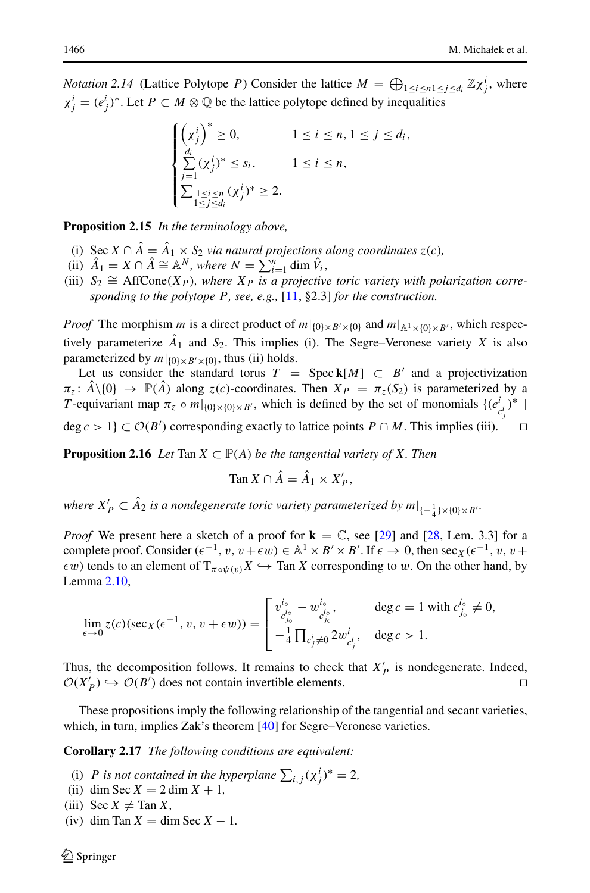*Notation 2.14* (Lattice Polytope $P$) Consider the lattice $M = \bigoplus_{1\le i\le n 1\le j\le d_i} \mathbb{Z}\chi^i_j$, where $\chi^i_j = (e^i_j)^*$. Let $P \subset M \otimes \mathbb{Q}$ be the lattice polytope defined by inequalities

$$\begin{cases} \left(\chi^i_j\right)^* \ge 0, & 1 \le i \le n, 1 \le j \le d_i, \\ \sum_{j=1}^{d_i} (\chi^i_j)^* \le s_i, & 1 \le i \le n, \\ \sum_{\substack{1\le i\le n \\ 1\le j\le d_i}} (\chi^i_j)^* \ge 2. \end{cases}$$

**Proposition 2.15** *In the terminology above,*

(i) $\operatorname{Sec} X \cap \hat{A} = \hat{A}_1 \times S_2$ *via natural projections along coordinates* $z(c)$*,*
(ii) $\hat{A}_1 = X \cap \hat{A} \cong \mathbb{A}^N$*, where* $N = \sum_{i=1}^n \dim \hat{V}_i$*,*
(iii) $S_2 \cong \operatorname{AffCone}(X_P)$*, where* $X_P$ *is a projective toric variety with polarization corresponding to the polytope* $P$*, see, e.g.,* [11, §2.3] *for the construction.*

*Proof* The morphism $m$ is a direct product of $m|_{\{0\}\times B'\times\{0\}}$ and $m|_{\mathbb{A}^1\times\{0\}\times B'}$, which respectively parameterize $\hat{A}_1$ and $S_2$. This implies (i). The Segre–Veronese variety $X$ is also parameterized by $m|_{\{0\}\times B'\times\{0\}}$, thus (ii) holds.

Let us consider the standard torus $T = \operatorname{Spec} \mathbf{k}[M] \subset B'$ and a projectivization $\pi_z\colon \hat{A}\backslash\{0\} \to \mathbb{P}(\hat{A})$ along $z(c)$-coordinates. Then $X_P = \overline{\pi_z(S_2)}$ is parameterized by a $T$-equivariant map $\pi_z \circ m|_{\{0\}\times\{0\}\times B'}$, which is defined by the set of monomials $\{(e^i_{c^i_j})^* \mid \deg c > 1\} \subset \mathcal{O}(B')$ corresponding exactly to lattice points $P \cap M$. This implies (iii). □

**Proposition 2.16** *Let* $\operatorname{Tan} X \subset \mathbb{P}(A)$ *be the tangential variety of* $X$*. Then*

$$\operatorname{Tan} X \cap \hat{A} = \hat{A}_1 \times X'_P,$$

*where* $X'_P \subset \hat{A}_2$ *is a nondegenerate toric variety parameterized by* $m|_{\{-\frac{1}{4}\}\times\{0\}\times B'}$*.*

*Proof* We present here a sketch of a proof for $\mathbf{k} = \mathbb{C}$, see [29] and [28, Lem. 3.3] for a complete proof. Consider $(\epsilon^{-1}, v, v + \epsilon w) \in \mathbb{A}^1 \times B' \times B'$. If $\epsilon \to 0$, then $\sec_X(\epsilon^{-1}, v, v + \epsilon w)$ tends to an element of $\mathrm{T}_{\pi\circ\psi(v)}X \hookrightarrow \operatorname{Tan} X$ corresponding to $w$. On the other hand, by Lemma 2.10,

$$\lim_{\epsilon\to 0} z(c)(\sec_X(\epsilon^{-1}, v, v + \epsilon w)) = \begin{bmatrix} v^{i_\circ}_{c^{i_\circ}_{j_\circ}} - w^{i_\circ}_{c^{i_\circ}_{j_\circ}}, & \deg c = 1 \text{ with } c^{i_\circ}_{j_\circ} \ne 0, \\ -\frac{1}{4}\prod_{c^i_j\ne 0} 2w^i_{c^i_j}, & \deg c > 1. \end{bmatrix}$$

Thus, the decomposition follows. It remains to check that $X'_P$ is nondegenerate. Indeed, $\mathcal{O}(X'_P) \hookrightarrow \mathcal{O}(B')$ does not contain invertible elements. □

These propositions imply the following relationship of the tangential and secant varieties, which, in turn, implies Zak's theorem [40] for Segre–Veronese varieties.

**Corollary 2.17** *The following conditions are equivalent:*

(i) $P$ *is not contained in the hyperplane* $\sum_{i,j}(\chi^i_j)^* = 2$*,*
(ii) $\dim \operatorname{Sec} X = 2\dim X + 1$*,*
(iii) $\operatorname{Sec} X \ne \operatorname{Tan} X$*,*
(iv) $\dim \operatorname{Tan} X = \dim \operatorname{Sec} X - 1$*.*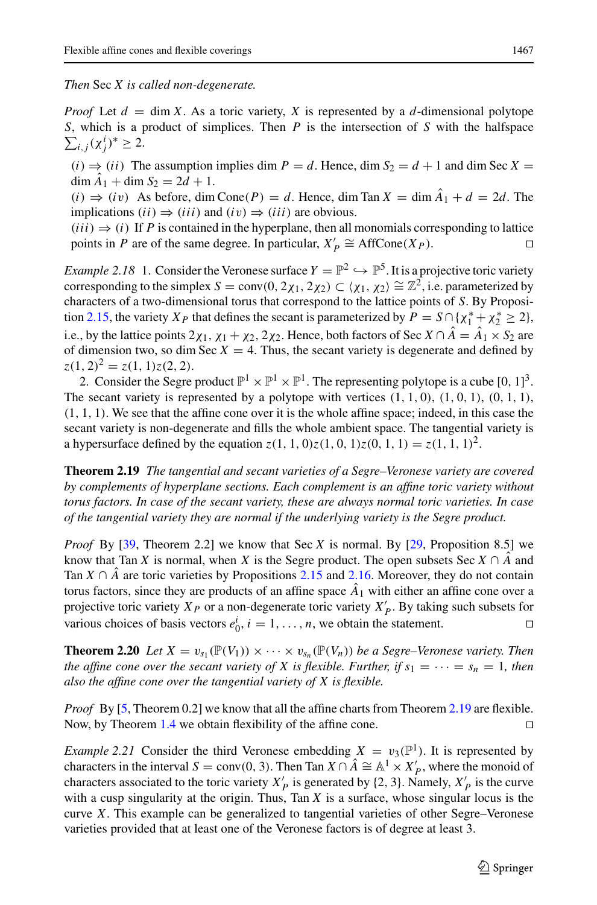*Then* Sec $X$ *is called non-degenerate.*

*Proof* Let $d = \dim X$. As a toric variety, $X$ is represented by a $d$-dimensional polytope $S$, which is a product of simplices. Then $P$ is the intersection of $S$ with the halfspace $\sum_{i,j}(\chi_j^i)^* \geq 2$.

$(i) \Rightarrow (ii)$ The assumption implies $\dim P = d$. Hence, $\dim S_2 = d+1$ and $\dim \mathrm{Sec}\, X = \dim \hat{A}_1 + \dim S_2 = 2d+1$.

$(i) \Rightarrow (iv)$ As before, $\dim \mathrm{Cone}(P) = d$. Hence, $\dim \mathrm{Tan}\, X = \dim \hat{A}_1 + d = 2d$. The implications $(ii) \Rightarrow (iii)$ and $(iv) \Rightarrow (iii)$ are obvious.

$(iii) \Rightarrow (i)$ If $P$ is contained in the hyperplane, then all monomials corresponding to lattice points in $P$ are of the same degree. In particular, $X'_P \cong \mathrm{AffCone}(X_P)$. □

*Example 2.18* 1. Consider the Veronese surface $Y = \mathbb{P}^2 \hookrightarrow \mathbb{P}^5$. It is a projective toric variety corresponding to the simplex $S = \mathrm{conv}(0, 2\chi_1, 2\chi_2) \subset \langle \chi_1, \chi_2 \rangle \cong \mathbb{Z}^2$, i.e. parameterized by characters of a two-dimensional torus that correspond to the lattice points of $S$. By Proposition 2.15, the variety $X_P$ that defines the secant is parameterized by $P = S \cap \{\chi_1^* + \chi_2^* \geq 2\}$, i.e., by the lattice points $2\chi_1, \chi_1 + \chi_2, 2\chi_2$. Hence, both factors of $\mathrm{Sec}\, X \cap \hat{A} = \hat{A}_1 \times S_2$ are of dimension two, so $\dim \mathrm{Sec}\, X = 4$. Thus, the secant variety is degenerate and defined by $z(1,2)^2 = z(1,1)z(2,2)$.

2. Consider the Segre product $\mathbb{P}^1 \times \mathbb{P}^1 \times \mathbb{P}^1$. The representing polytope is a cube $[0,1]^3$. The secant variety is represented by a polytope with vertices $(1,1,0)$, $(1,0,1)$, $(0,1,1)$, $(1,1,1)$. We see that the affine cone over it is the whole affine space; indeed, in this case the secant variety is non-degenerate and fills the whole ambient space. The tangential variety is a hypersurface defined by the equation $z(1,1,0)z(1,0,1)z(0,1,1) = z(1,1,1)^2$.

**Theorem 2.19** *The tangential and secant varieties of a Segre–Veronese variety are covered by complements of hyperplane sections. Each complement is an affine toric variety without torus factors. In case of the secant variety, these are always normal toric varieties. In case of the tangential variety they are normal if the underlying variety is the Segre product.*

*Proof* By [39, Theorem 2.2] we know that $\mathrm{Sec}\, X$ is normal. By [29, Proposition 8.5] we know that $\mathrm{Tan}\, X$ is normal, when $X$ is the Segre product. The open subsets $\mathrm{Sec}\, X \cap \hat{A}$ and $\mathrm{Tan}\, X \cap \hat{A}$ are toric varieties by Propositions 2.15 and 2.16. Moreover, they do not contain torus factors, since they are products of an affine space $\hat{A}_1$ with either an affine cone over a projective toric variety $X_P$ or a non-degenerate toric variety $X'_P$. By taking such subsets for various choices of basis vectors $e_0^i$, $i = 1, \ldots, n$, we obtain the statement. □

**Theorem 2.20** *Let* $X = v_{s_1}(\mathbb{P}(V_1)) \times \cdots \times v_{s_n}(\mathbb{P}(V_n))$ *be a Segre–Veronese variety. Then the affine cone over the secant variety of* $X$ *is flexible. Further, if* $s_1 = \cdots = s_n = 1$, *then also the affine cone over the tangential variety of* $X$ *is flexible.*

*Proof* By [5, Theorem 0.2] we know that all the affine charts from Theorem 2.19 are flexible. Now, by Theorem 1.4 we obtain flexibility of the affine cone. □

*Example 2.21* Consider the third Veronese embedding $X = v_3(\mathbb{P}^1)$. It is represented by characters in the interval $S = \mathrm{conv}(0,3)$. Then $\mathrm{Tan}\, X \cap \hat{A} \cong \mathbb{A}^1 \times X'_P$, where the monoid of characters associated to the toric variety $X'_P$ is generated by $\{2,3\}$. Namely, $X'_P$ is the curve with a cusp singularity at the origin. Thus, $\mathrm{Tan}\, X$ is a surface, whose singular locus is the curve $X$. This example can be generalized to tangential varieties of other Segre–Veronese varieties provided that at least one of the Veronese factors is of degree at least 3.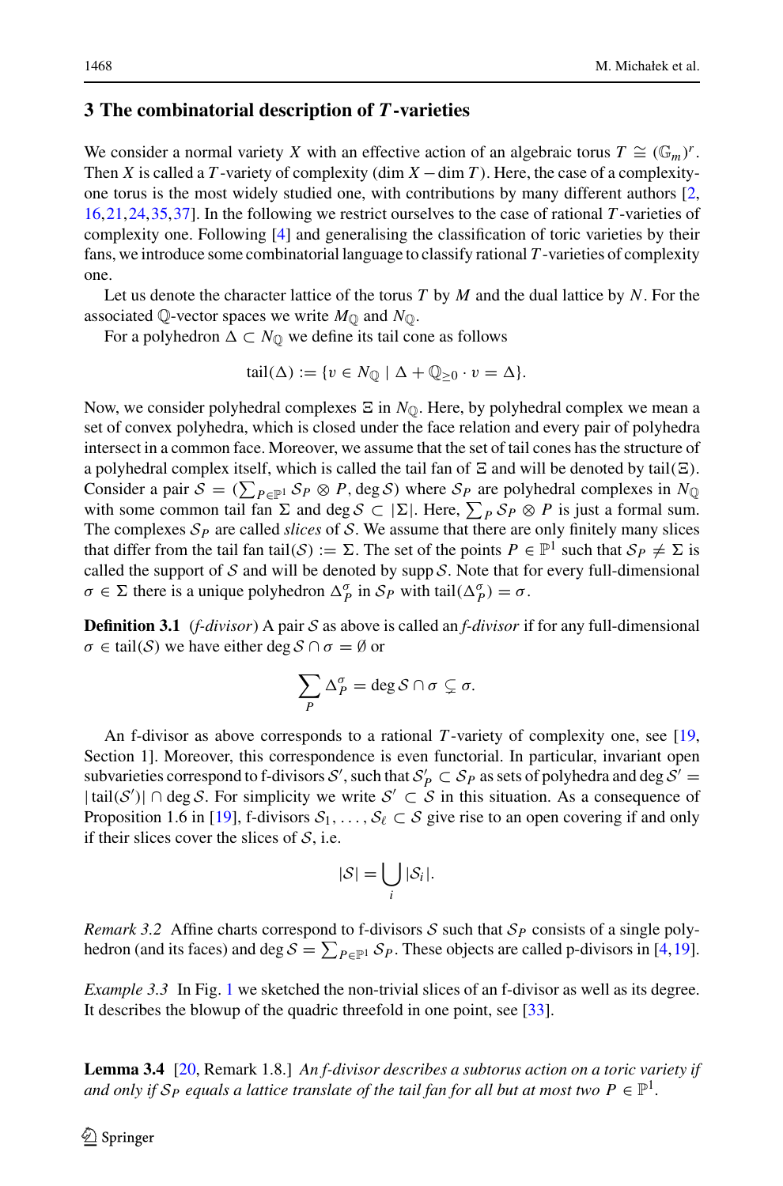## 3 The combinatorial description of $T$-varieties

We consider a normal variety $X$ with an effective action of an algebraic torus $T \cong (\mathbb{G}_m)^r$. Then $X$ is called a $T$-variety of complexity $(\dim X - \dim T)$. Here, the case of a complexity-one torus is the most widely studied one, with contributions by many different authors [2, 16, 21, 24, 35, 37]. In the following we restrict ourselves to the case of rational $T$-varieties of complexity one. Following [4] and generalising the classification of toric varieties by their fans, we introduce some combinatorial language to classify rational $T$-varieties of complexity one.

Let us denote the character lattice of the torus $T$ by $M$ and the dual lattice by $N$. For the associated $\mathbb{Q}$-vector spaces we write $M_\mathbb{Q}$ and $N_\mathbb{Q}$.

For a polyhedron $\Delta \subset N_\mathbb{Q}$ we define its tail cone as follows

$$\operatorname{tail}(\Delta) := \{v \in N_\mathbb{Q} \mid \Delta + \mathbb{Q}_{\geq 0} \cdot v = \Delta\}.$$

Now, we consider polyhedral complexes $\Xi$ in $N_\mathbb{Q}$. Here, by polyhedral complex we mean a set of convex polyhedra, which is closed under the face relation and every pair of polyhedra intersect in a common face. Moreover, we assume that the set of tail cones has the structure of a polyhedral complex itself, which is called the tail fan of $\Xi$ and will be denoted by $\operatorname{tail}(\Xi)$. Consider a pair $\mathcal{S} = (\sum_{P \in \mathbb{P}^1} \mathcal{S}_P \otimes P, \deg \mathcal{S})$ where $\mathcal{S}_P$ are polyhedral complexes in $N_\mathbb{Q}$ with some common tail fan $\Sigma$ and $\deg \mathcal{S} \subset |\Sigma|$. Here, $\sum_P \mathcal{S}_P \otimes P$ is just a formal sum. The complexes $\mathcal{S}_P$ are called *slices* of $\mathcal{S}$. We assume that there are only finitely many slices that differ from the tail fan $\operatorname{tail}(\mathcal{S}) := \Sigma$. The set of the points $P \in \mathbb{P}^1$ such that $\mathcal{S}_P \neq \Sigma$ is called the support of $\mathcal{S}$ and will be denoted by $\operatorname{supp} \mathcal{S}$. Note that for every full-dimensional $\sigma \in \Sigma$ there is a unique polyhedron $\Delta_P^\sigma$ in $\mathcal{S}_P$ with $\operatorname{tail}(\Delta_P^\sigma) = \sigma$.

**Definition 3.1** (*f-divisor*) A pair $\mathcal{S}$ as above is called an *f-divisor* if for any full-dimensional $\sigma \in \operatorname{tail}(\mathcal{S})$ we have either $\deg \mathcal{S} \cap \sigma = \emptyset$ or

$$\sum_P \Delta_P^\sigma = \deg \mathcal{S} \cap \sigma \subsetneq \sigma.$$

An f-divisor as above corresponds to a rational $T$-variety of complexity one, see [19, Section 1]. Moreover, this correspondence is even functorial. In particular, invariant open subvarieties correspond to f-divisors $\mathcal{S}'$, such that $\mathcal{S}'_P \subset \mathcal{S}_P$ as sets of polyhedra and $\deg \mathcal{S}' = |\operatorname{tail}(\mathcal{S}')| \cap \deg \mathcal{S}$. For simplicity we write $\mathcal{S}' \subset \mathcal{S}$ in this situation. As a consequence of Proposition 1.6 in [19], f-divisors $\mathcal{S}_1, \ldots, \mathcal{S}_\ell \subset \mathcal{S}$ give rise to an open covering if and only if their slices cover the slices of $\mathcal{S}$, i.e.

$$|\mathcal{S}| = \bigcup_i |\mathcal{S}_i|.$$

*Remark 3.2* Affine charts correspond to f-divisors $\mathcal{S}$ such that $\mathcal{S}_P$ consists of a single polyhedron (and its faces) and $\deg \mathcal{S} = \sum_{P \in \mathbb{P}^1} \mathcal{S}_P$. These objects are called p-divisors in [4, 19].

*Example 3.3* In Fig. 1 we sketched the non-trivial slices of an f-divisor as well as its degree. It describes the blowup of the quadric threefold in one point, see [33].

**Lemma 3.4** [20, Remark 1.8.] *An f-divisor describes a subtorus action on a toric variety if and only if $\mathcal{S}_P$ equals a lattice translate of the tail fan for all but at most two $P \in \mathbb{P}^1$.*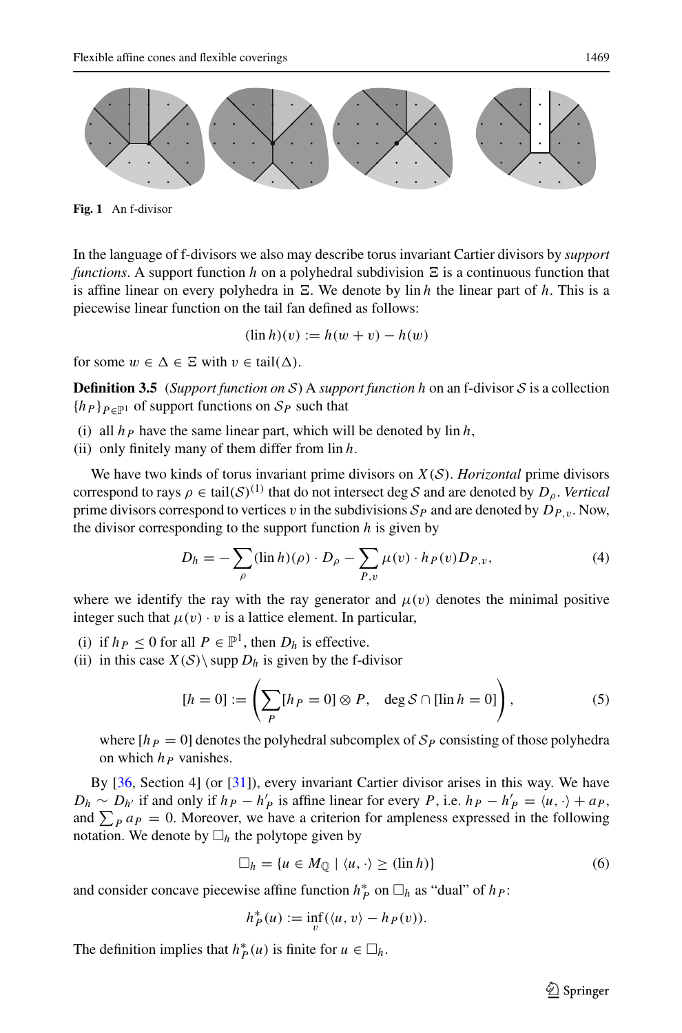**Fig. 1** An f-divisor

In the language of f-divisors we also may describe torus invariant Cartier divisors by *support functions*. A support function $h$ on a polyhedral subdivision $\Xi$ is a continuous function that is affine linear on every polyhedra in $\Xi$. We denote by $\operatorname{lin} h$ the linear part of $h$. This is a piecewise linear function on the tail fan defined as follows:

$$(\operatorname{lin} h)(v) := h(w + v) - h(w)$$

for some $w \in \Delta \in \Xi$ with $v \in \operatorname{tail}(\Delta)$.

**Definition 3.5** (*Support function on $\mathcal{S}$*) A *support function* $h$ on an f-divisor $\mathcal{S}$ is a collection $\{h_P\}_{P \in \mathbb{P}^1}$ of support functions on $\mathcal{S}_P$ such that

(i) all $h_P$ have the same linear part, which will be denoted by $\operatorname{lin} h$,
(ii) only finitely many of them differ from $\operatorname{lin} h$.

We have two kinds of torus invariant prime divisors on $X(\mathcal{S})$. *Horizontal* prime divisors correspond to rays $\rho \in \operatorname{tail}(\mathcal{S})^{(1)}$ that do not intersect $\deg \mathcal{S}$ and are denoted by $D_\rho$. *Vertical* prime divisors correspond to vertices $v$ in the subdivisions $\mathcal{S}_P$ and are denoted by $D_{P,v}$. Now, the divisor corresponding to the support function $h$ is given by

$$D_h = -\sum_\rho (\operatorname{lin} h)(\rho) \cdot D_\rho - \sum_{P,v} \mu(v) \cdot h_P(v) D_{P,v}, \tag{4}$$

where we identify the ray with the ray generator and $\mu(v)$ denotes the minimal positive integer such that $\mu(v) \cdot v$ is a lattice element. In particular,

(i) if $h_P \leq 0$ for all $P \in \mathbb{P}^1$, then $D_h$ is effective.
(ii) in this case $X(\mathcal{S}) \setminus \operatorname{supp} D_h$ is given by the f-divisor

$$[h = 0] := \left( \sum_P [h_P = 0] \otimes P, \quad \deg \mathcal{S} \cap [\operatorname{lin} h = 0] \right), \tag{5}$$

where $[h_P = 0]$ denotes the polyhedral subcomplex of $\mathcal{S}_P$ consisting of those polyhedra on which $h_P$ vanishes.

By [36, Section 4] (or [31]), every invariant Cartier divisor arises in this way. We have $D_h \sim D_{h'}$ if and only if $h_P - h'_P$ is affine linear for every $P$, i.e. $h_P - h'_P = \langle u, \cdot \rangle + a_P$, and $\sum_P a_P = 0$. Moreover, we have a criterion for ampleness expressed in the following notation. We denote by $\square_h$ the polytope given by

$$\square_h = \{u \in M_\mathbb{Q} \mid \langle u, \cdot \rangle \geq (\operatorname{lin} h)\} \tag{6}$$

and consider concave piecewise affine function $h^*_P$ on $\square_h$ as "dual" of $h_P$:

$$h^*_P(u) := \inf_v (\langle u, v \rangle - h_P(v)).$$

The definition implies that $h^*_P(u)$ is finite for $u \in \square_h$.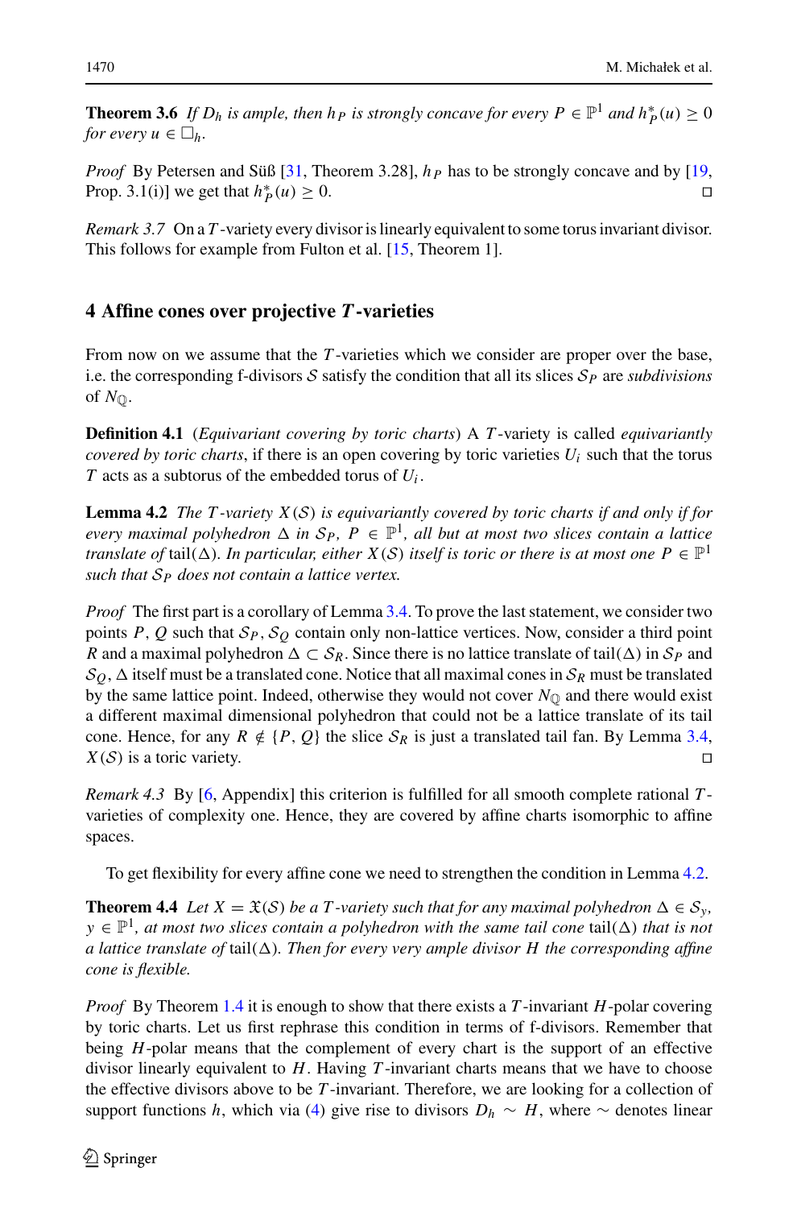**Theorem 3.6** *If $D_h$ is ample, then $h_P$ is strongly concave for every $P \in \mathbb{P}^1$ and $h_P^*(u) \geq 0$ for every $u \in \square_h$.*

*Proof* By Petersen and Süß [31, Theorem 3.28], $h_P$ has to be strongly concave and by [19, Prop. 3.1(i)] we get that $h_P^*(u) \geq 0$. □

*Remark 3.7* On a $T$-variety every divisor is linearly equivalent to some torus invariant divisor. This follows for example from Fulton et al. [15, Theorem 1].

## 4 Affine cones over projective *T*-varieties

From now on we assume that the $T$-varieties which we consider are proper over the base, i.e. the corresponding f-divisors $\mathcal{S}$ satisfy the condition that all its slices $\mathcal{S}_P$ are *subdivisions* of $N_{\mathbb{Q}}$.

**Definition 4.1** (*Equivariant covering by toric charts*) A $T$-variety is called *equivariantly covered by toric charts*, if there is an open covering by toric varieties $U_i$ such that the torus $T$ acts as a subtorus of the embedded torus of $U_i$.

**Lemma 4.2** *The $T$-variety $X(\mathcal{S})$ is equivariantly covered by toric charts if and only if for every maximal polyhedron $\Delta$ in $\mathcal{S}_P$, $P \in \mathbb{P}^1$, all but at most two slices contain a lattice translate of* $\operatorname{tail}(\Delta)$. *In particular, either $X(\mathcal{S})$ itself is toric or there is at most one $P \in \mathbb{P}^1$ such that $\mathcal{S}_P$ does not contain a lattice vertex.*

*Proof* The first part is a corollary of Lemma 3.4. To prove the last statement, we consider two points $P$, $Q$ such that $\mathcal{S}_P, \mathcal{S}_Q$ contain only non-lattice vertices. Now, consider a third point $R$ and a maximal polyhedron $\Delta \subset \mathcal{S}_R$. Since there is no lattice translate of $\operatorname{tail}(\Delta)$ in $\mathcal{S}_P$ and $\mathcal{S}_Q$, $\Delta$ itself must be a translated cone. Notice that all maximal cones in $\mathcal{S}_R$ must be translated by the same lattice point. Indeed, otherwise they would not cover $N_{\mathbb{Q}}$ and there would exist a different maximal dimensional polyhedron that could not be a lattice translate of its tail cone. Hence, for any $R \notin \{P, Q\}$ the slice $\mathcal{S}_R$ is just a translated tail fan. By Lemma 3.4, $X(\mathcal{S})$ is a toric variety. □

*Remark 4.3* By [6, Appendix] this criterion is fulfilled for all smooth complete rational $T$-varieties of complexity one. Hence, they are covered by affine charts isomorphic to affine spaces.

To get flexibility for every affine cone we need to strengthen the condition in Lemma 4.2.

**Theorem 4.4** *Let $X = \mathfrak{X}(\mathcal{S})$ be a $T$-variety such that for any maximal polyhedron $\Delta \in \mathcal{S}_y$, $y \in \mathbb{P}^1$, at most two slices contain a polyhedron with the same tail cone* $\operatorname{tail}(\Delta)$ *that is not a lattice translate of* $\operatorname{tail}(\Delta)$. *Then for every very ample divisor $H$ the corresponding affine cone is flexible.*

*Proof* By Theorem 1.4 it is enough to show that there exists a $T$-invariant $H$-polar covering by toric charts. Let us first rephrase this condition in terms of f-divisors. Remember that being $H$-polar means that the complement of every chart is the support of an effective divisor linearly equivalent to $H$. Having $T$-invariant charts means that we have to choose the effective divisors above to be $T$-invariant. Therefore, we are looking for a collection of support functions $h$, which via (4) give rise to divisors $D_h \sim H$, where $\sim$ denotes linear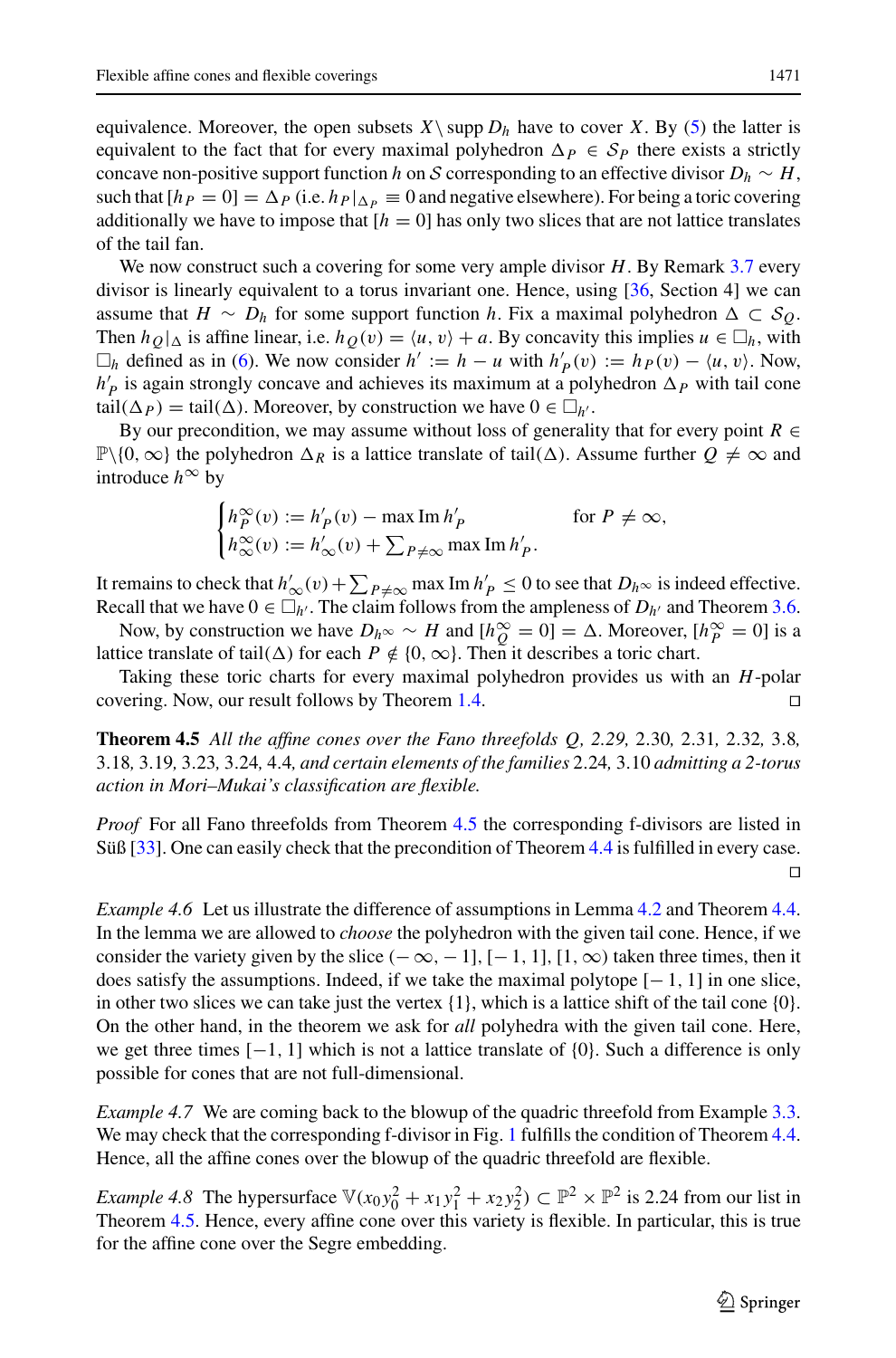equivalence. Moreover, the open subsets $X \setminus \operatorname{supp} D_h$ have to cover $X$. By (5) the latter is equivalent to the fact that for every maximal polyhedron $\Delta_P \in \mathcal{S}_P$ there exists a strictly concave non-positive support function $h$ on $\mathcal{S}$ corresponding to an effective divisor $D_h \sim H$, such that $[h_P = 0] = \Delta_P$ (i.e. $h_P|_{\Delta_P} \equiv 0$ and negative elsewhere). For being a toric covering additionally we have to impose that $[h = 0]$ has only two slices that are not lattice translates of the tail fan.

We now construct such a covering for some very ample divisor $H$. By Remark 3.7 every divisor is linearly equivalent to a torus invariant one. Hence, using [36, Section 4] we can assume that $H \sim D_h$ for some support function $h$. Fix a maximal polyhedron $\Delta \subset \mathcal{S}_Q$. Then $h_Q|_\Delta$ is affine linear, i.e. $h_Q(v) = \langle u, v\rangle + a$. By concavity this implies $u \in \Box_h$, with $\Box_h$ defined as in (6). We now consider $h' := h - u$ with $h'_P(v) := h_P(v) - \langle u, v\rangle$. Now, $h'_P$ is again strongly concave and achieves its maximum at a polyhedron $\Delta_P$ with tail cone $\operatorname{tail}(\Delta_P) = \operatorname{tail}(\Delta)$. Moreover, by construction we have $0 \in \Box_{h'}$.

By our precondition, we may assume without loss of generality that for every point $R \in \mathbb{P}\setminus\{0, \infty\}$ the polyhedron $\Delta_R$ is a lattice translate of $\operatorname{tail}(\Delta)$. Assume further $Q \neq \infty$ and introduce $h^\infty$ by

$$\begin{cases} h^\infty_P(v) := h'_P(v) - \max \operatorname{Im} h'_P & \text{for } P \neq \infty, \\ h^\infty_\infty(v) := h'_\infty(v) + \sum_{P\neq\infty} \max \operatorname{Im} h'_P. & \end{cases}$$

It remains to check that $h'_\infty(v) + \sum_{P\neq\infty} \max \operatorname{Im} h'_P \leq 0$ to see that $D_{h^\infty}$ is indeed effective. Recall that we have $0 \in \Box_{h'}$. The claim follows from the ampleness of $D_{h'}$ and Theorem 3.6.

Now, by construction we have $D_{h^\infty} \sim H$ and $[h^\infty_Q = 0] = \Delta$. Moreover, $[h^\infty_P = 0]$ is a lattice translate of $\operatorname{tail}(\Delta)$ for each $P \notin \{0, \infty\}$. Then it describes a toric chart.

Taking these toric charts for every maximal polyhedron provides us with an $H$-polar covering. Now, our result follows by Theorem 1.4. □

**Theorem 4.5** *All the affine cones over the Fano threefolds Q, 2.29,* 2.30*,* 2.31*,* 2.32*,* 3.8*,* 3.18*,* 3.19*,* 3.23*,* 3.24*,* 4.4*, and certain elements of the families* 2.24*,* 3.10 *admitting a 2-torus action in Mori–Mukai's classification are flexible.*

*Proof* For all Fano threefolds from Theorem 4.5 the corresponding f-divisors are listed in Süß [33]. One can easily check that the precondition of Theorem 4.4 is fulfilled in every case. □

*Example 4.6* Let us illustrate the difference of assumptions in Lemma 4.2 and Theorem 4.4. In the lemma we are allowed to *choose* the polyhedron with the given tail cone. Hence, if we consider the variety given by the slice $(-\infty, -1], [-1, 1], [1, \infty)$ taken three times, then it does satisfy the assumptions. Indeed, if we take the maximal polytope $[-1, 1]$ in one slice, in other two slices we can take just the vertex $\{1\}$, which is a lattice shift of the tail cone $\{0\}$. On the other hand, in the theorem we ask for *all* polyhedra with the given tail cone. Here, we get three times $[-1, 1]$ which is not a lattice translate of $\{0\}$. Such a difference is only possible for cones that are not full-dimensional.

*Example 4.7* We are coming back to the blowup of the quadric threefold from Example 3.3. We may check that the corresponding f-divisor in Fig. 1 fulfills the condition of Theorem 4.4. Hence, all the affine cones over the blowup of the quadric threefold are flexible.

*Example 4.8* The hypersurface $\mathbb{V}(x_0y_0^2 + x_1y_1^2 + x_2y_2^2) \subset \mathbb{P}^2 \times \mathbb{P}^2$ is 2.24 from our list in Theorem 4.5. Hence, every affine cone over this variety is flexible. In particular, this is true for the affine cone over the Segre embedding.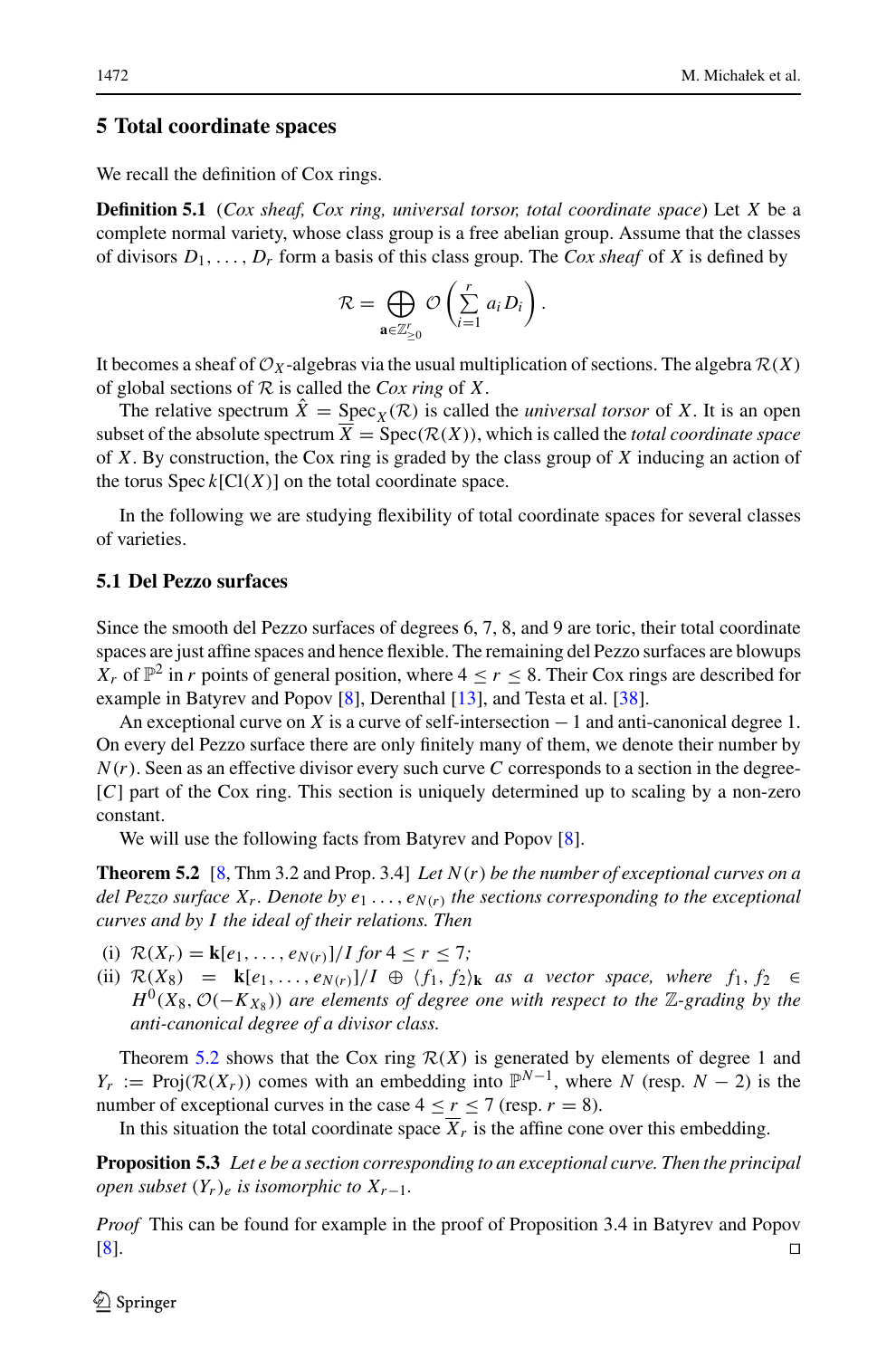## 5 Total coordinate spaces

We recall the definition of Cox rings.

**Definition 5.1** (*Cox sheaf, Cox ring, universal torsor, total coordinate space*) Let $X$ be a complete normal variety, whose class group is a free abelian group. Assume that the classes of divisors $D_1, \ldots, D_r$ form a basis of this class group. The *Cox sheaf* of $X$ is defined by

$$\mathcal{R} = \bigoplus_{\mathbf{a} \in \mathbb{Z}^r_{\geq 0}} \mathcal{O}\left(\sum_{i=1}^{r} a_i D_i\right).$$

It becomes a sheaf of $\mathcal{O}_X$-algebras via the usual multiplication of sections. The algebra $\mathcal{R}(X)$ of global sections of $\mathcal{R}$ is called the *Cox ring* of $X$.

The relative spectrum $\hat{X} = \operatorname{Spec}_X(\mathcal{R})$ is called the *universal torsor* of $X$. It is an open subset of the absolute spectrum $\overline{X} = \operatorname{Spec}(\mathcal{R}(X))$, which is called the *total coordinate space* of $X$. By construction, the Cox ring is graded by the class group of $X$ inducing an action of the torus $\operatorname{Spec} k[\operatorname{Cl}(X)]$ on the total coordinate space.

In the following we are studying flexibility of total coordinate spaces for several classes of varieties.

### 5.1 Del Pezzo surfaces

Since the smooth del Pezzo surfaces of degrees 6, 7, 8, and 9 are toric, their total coordinate spaces are just affine spaces and hence flexible. The remaining del Pezzo surfaces are blowups $X_r$ of $\mathbb{P}^2$ in $r$ points of general position, where $4 \leq r \leq 8$. Their Cox rings are described for example in Batyrev and Popov [8], Derenthal [13], and Testa et al. [38].

An exceptional curve on $X$ is a curve of self-intersection $-1$ and anti-canonical degree 1. On every del Pezzo surface there are only finitely many of them, we denote their number by $N(r)$. Seen as an effective divisor every such curve $C$ corresponds to a section in the degree-$[C]$ part of the Cox ring. This section is uniquely determined up to scaling by a non-zero constant.

We will use the following facts from Batyrev and Popov [8].

**Theorem 5.2** [8, Thm 3.2 and Prop. 3.4] *Let $N(r)$ be the number of exceptional curves on a del Pezzo surface $X_r$. Denote by $e_1 \ldots, e_{N(r)}$ the sections corresponding to the exceptional curves and by $I$ the ideal of their relations. Then*

- (i) $\mathcal{R}(X_r) = \mathbf{k}[e_1, \ldots, e_{N(r)}]/I$ *for* $4 \leq r \leq 7$;
- (ii) $\mathcal{R}(X_8) = \mathbf{k}[e_1, \ldots, e_{N(r)}]/I \oplus \langle f_1, f_2 \rangle_{\mathbf{k}}$ *as a vector space, where* $f_1, f_2 \in H^0(X_8, \mathcal{O}(-K_{X_8}))$ *are elements of degree one with respect to the* $\mathbb{Z}$*-grading by the anti-canonical degree of a divisor class.*

Theorem 5.2 shows that the Cox ring $\mathcal{R}(X)$ is generated by elements of degree 1 and $Y_r := \operatorname{Proj}(\mathcal{R}(X_r))$ comes with an embedding into $\mathbb{P}^{N-1}$, where $N$ (resp. $N-2$) is the number of exceptional curves in the case $4 \leq r \leq 7$ (resp. $r = 8$).

In this situation the total coordinate space $\overline{X}_r$ is the affine cone over this embedding.

**Proposition 5.3** *Let $e$ be a section corresponding to an exceptional curve. Then the principal open subset $(Y_r)_e$ is isomorphic to $X_{r-1}$.*

*Proof* This can be found for example in the proof of Proposition 3.4 in Batyrev and Popov [8]. □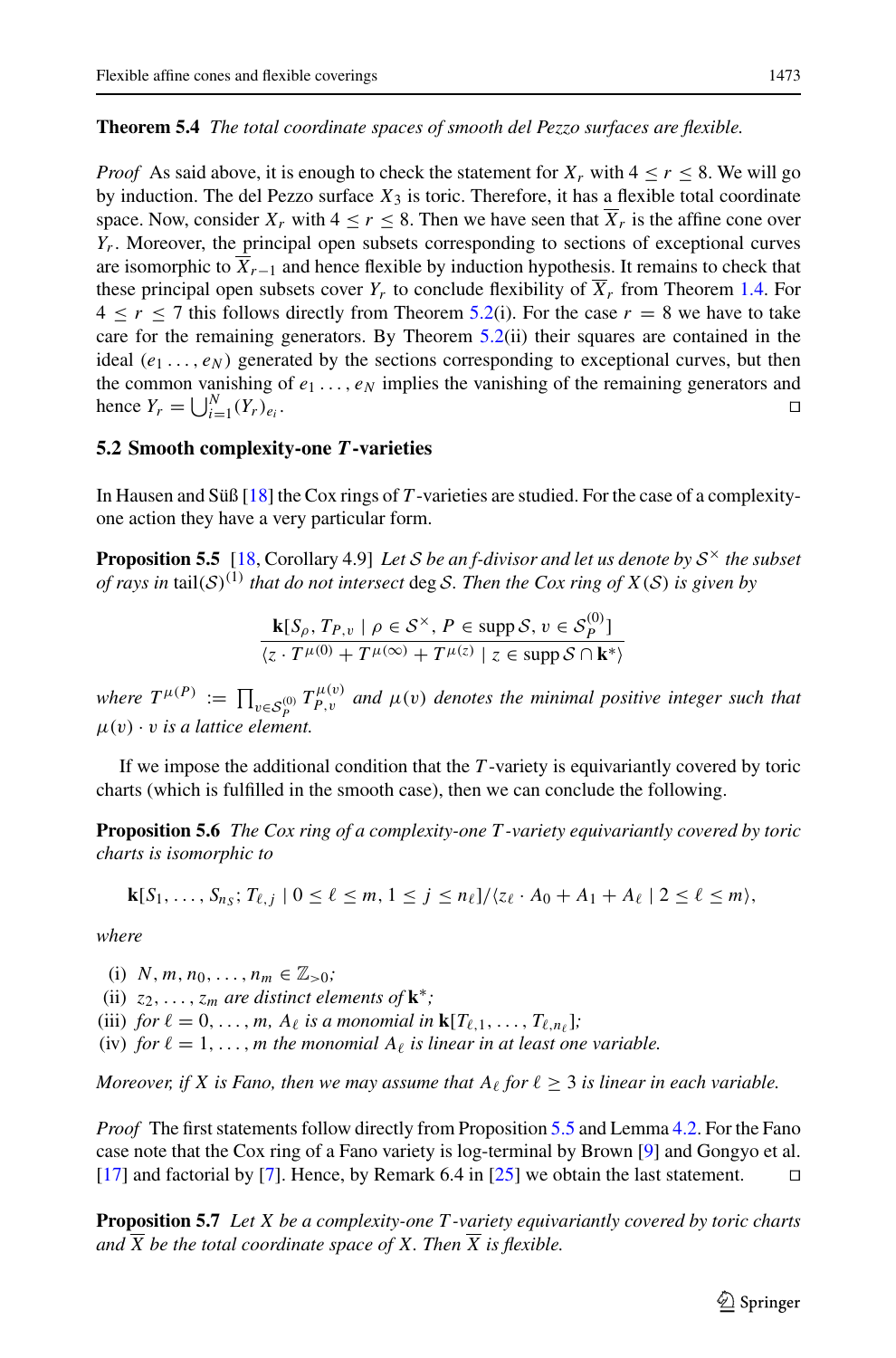**Theorem 5.4** *The total coordinate spaces of smooth del Pezzo surfaces are flexible.*

*Proof* As said above, it is enough to check the statement for $X_r$ with $4 \leq r \leq 8$. We will go by induction. The del Pezzo surface $X_3$ is toric. Therefore, it has a flexible total coordinate space. Now, consider $X_r$ with $4 \leq r \leq 8$. Then we have seen that $\overline{X}_r$ is the affine cone over $Y_r$. Moreover, the principal open subsets corresponding to sections of exceptional curves are isomorphic to $\overline{X}_{r-1}$ and hence flexible by induction hypothesis. It remains to check that these principal open subsets cover $Y_r$ to conclude flexibility of $\overline{X}_r$ from Theorem 1.4. For $4 \leq r \leq 7$ this follows directly from Theorem 5.2(i). For the case $r = 8$ we have to take care for the remaining generators. By Theorem 5.2(ii) their squares are contained in the ideal $(e_1 \ldots, e_N)$ generated by the sections corresponding to exceptional curves, but then the common vanishing of $e_1 \ldots, e_N$ implies the vanishing of the remaining generators and hence $Y_r = \bigcup_{i=1}^{N} (Y_r)_{e_i}$. □

## 5.2 Smooth complexity-one $T$-varieties

In Hausen and Süß [18] the Cox rings of $T$-varieties are studied. For the case of a complexity-one action they have a very particular form.

**Proposition 5.5** [18, Corollary 4.9] *Let $\mathcal{S}$ be an f-divisor and let us denote by $\mathcal{S}^\times$ the subset of rays in $\operatorname{tail}(\mathcal{S})^{(1)}$ that do not intersect $\deg \mathcal{S}$. Then the Cox ring of $X(\mathcal{S})$ is given by*

$$\frac{\mathbf{k}[S_\rho, T_{P,v} \mid \rho \in \mathcal{S}^\times,\, P \in \operatorname{supp} \mathcal{S},\, v \in \mathcal{S}_P^{(0)}]}{\langle z \cdot T^{\mu(0)} + T^{\mu(\infty)} + T^{\mu(z)} \mid z \in \operatorname{supp} \mathcal{S} \cap \mathbf{k}^* \rangle}$$

*where $T^{\mu(P)} := \prod_{v \in \mathcal{S}_P^{(0)}} T_{P,v}^{\mu(v)}$ and $\mu(v)$ denotes the minimal positive integer such that $\mu(v) \cdot v$ is a lattice element.*

If we impose the additional condition that the $T$-variety is equivariantly covered by toric charts (which is fulfilled in the smooth case), then we can conclude the following.

**Proposition 5.6** *The Cox ring of a complexity-one $T$-variety equivariantly covered by toric charts is isomorphic to*

$$\mathbf{k}[S_1, \ldots, S_{n_S}; T_{\ell,j} \mid 0 \leq \ell \leq m, 1 \leq j \leq n_\ell]/\langle z_\ell \cdot A_0 + A_1 + A_\ell \mid 2 \leq \ell \leq m \rangle,$$

*where*

(i) $N, m, n_0, \ldots, n_m \in \mathbb{Z}_{>0}$*;*
(ii) $z_2, \ldots, z_m$ *are distinct elements of* $\mathbf{k}^*$*;*
(iii) *for* $\ell = 0, \ldots, m$, $A_\ell$ *is a monomial in* $\mathbf{k}[T_{\ell,1}, \ldots, T_{\ell,n_\ell}]$*;*
(iv) *for* $\ell = 1, \ldots, m$ *the monomial* $A_\ell$ *is linear in at least one variable.*

*Moreover, if $X$ is Fano, then we may assume that $A_\ell$ for $\ell \geq 3$ is linear in each variable.*

*Proof* The first statements follow directly from Proposition 5.5 and Lemma 4.2. For the Fano case note that the Cox ring of a Fano variety is log-terminal by Brown [9] and Gongyo et al. [17] and factorial by [7]. Hence, by Remark 6.4 in [25] we obtain the last statement. □

**Proposition 5.7** *Let $X$ be a complexity-one $T$-variety equivariantly covered by toric charts and $\overline{X}$ be the total coordinate space of $X$. Then $\overline{X}$ is flexible.*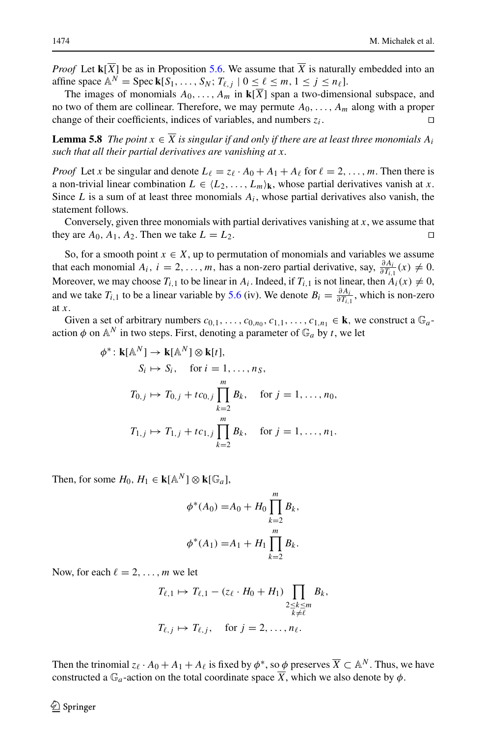*Proof* Let $\mathbf{k}[\overline{X}]$ be as in Proposition 5.6. We assume that $\overline{X}$ is naturally embedded into an affine space $\mathbb{A}^N = \operatorname{Spec} \mathbf{k}[S_1, \ldots, S_N; T_{\ell,j} \mid 0 \leq \ell \leq m, 1 \leq j \leq n_\ell]$.

The images of monomials $A_0, \ldots, A_m$ in $\mathbf{k}[\overline{X}]$ span a two-dimensional subspace, and no two of them are collinear. Therefore, we may permute $A_0, \ldots, A_m$ along with a proper change of their coefficients, indices of variables, and numbers $z_i$. □

**Lemma 5.8** *The point $x \in \overline{X}$ is singular if and only if there are at least three monomials $A_i$ such that all their partial derivatives are vanishing at $x$.*

*Proof* Let $x$ be singular and denote $L_\ell = z_\ell \cdot A_0 + A_1 + A_\ell$ for $\ell = 2, \ldots, m$. Then there is a non-trivial linear combination $L \in \langle L_2, \ldots, L_m \rangle_{\mathbf{k}}$, whose partial derivatives vanish at $x$. Since $L$ is a sum of at least three monomials $A_i$, whose partial derivatives also vanish, the statement follows.

Conversely, given three monomials with partial derivatives vanishing at $x$, we assume that they are $A_0, A_1, A_2$. Then we take $L = L_2$. □

So, for a smooth point $x \in X$, up to permutation of monomials and variables we assume that each monomial $A_i$, $i = 2, \ldots, m$, has a non-zero partial derivative, say, $\frac{\partial A_i}{\partial T_{i,1}}(x) \neq 0$. Moreover, we may choose $T_{i,1}$ to be linear in $A_i$. Indeed, if $T_{i,1}$ is not linear, then $A_i(x) \neq 0$, and we take $T_{i,1}$ to be a linear variable by 5.6 (iv). We denote $B_i = \frac{\partial A_i}{\partial T_{i,1}}$, which is non-zero at $x$.

Given a set of arbitrary numbers $c_{0,1}, \ldots, c_{0,n_0}, c_{1,1}, \ldots, c_{1,n_1} \in \mathbf{k}$, we construct a $\mathbb{G}_a$-action $\phi$ on $\mathbb{A}^N$ in two steps. First, denoting a parameter of $\mathbb{G}_a$ by $t$, we let

$$
\begin{aligned}
\phi^* \colon \mathbf{k}[\mathbb{A}^N] &\to \mathbf{k}[\mathbb{A}^N] \otimes \mathbf{k}[t], \\
S_i &\mapsto S_i, \quad \text{for } i = 1, \ldots, n_S, \\
T_{0,j} &\mapsto T_{0,j} + t c_{0,j} \prod_{k=2}^{m} B_k, \quad \text{for } j = 1, \ldots, n_0, \\
T_{1,j} &\mapsto T_{1,j} + t c_{1,j} \prod_{k=2}^{m} B_k, \quad \text{for } j = 1, \ldots, n_1.
\end{aligned}
$$

Then, for some $H_0, H_1 \in \mathbf{k}[\mathbb{A}^N] \otimes \mathbf{k}[\mathbb{G}_a]$,

$$
\begin{aligned}
\phi^*(A_0) &= A_0 + H_0 \prod_{k=2}^{m} B_k, \\
\phi^*(A_1) &= A_1 + H_1 \prod_{k=2}^{m} B_k.
\end{aligned}
$$

Now, for each $\ell = 2, \ldots, m$ we let

$$
\begin{aligned}
T_{\ell,1} &\mapsto T_{\ell,1} - (z_\ell \cdot H_0 + H_1) \prod_{\substack{2 \leq k \leq m \\ k \neq \ell}} B_k, \\
T_{\ell,j} &\mapsto T_{\ell,j}, \quad \text{for } j = 2, \ldots, n_\ell.
\end{aligned}
$$

Then the trinomial $z_\ell \cdot A_0 + A_1 + A_\ell$ is fixed by $\phi^*$, so $\phi$ preserves $\overline{X} \subset \mathbb{A}^N$. Thus, we have constructed a $\mathbb{G}_a$-action on the total coordinate space $\overline{X}$, which we also denote by $\phi$.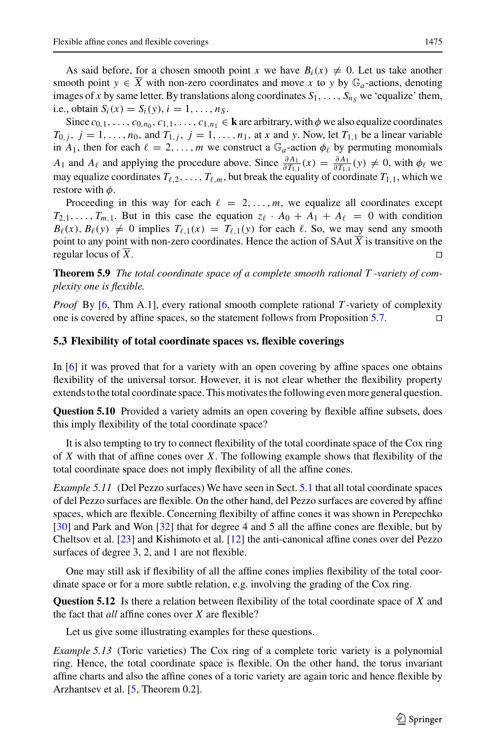As said before, for a chosen smooth point $x$ we have $B_i(x) \neq 0$. Let us take another smooth point $y \in \overline{X}$ with non-zero coordinates and move $x$ to $y$ by $\mathbb{G}_a$-actions, denoting images of $x$ by same letter. By translations along coordinates $S_1, \ldots, S_{n_S}$ we 'equalize' them, i.e., obtain $S_i(x) = S_i(y)$, $i = 1, \ldots, n_S$.

Since $c_{0,1}, \ldots, c_{0,n_0}, c_{1,1}, \ldots, c_{1,n_1} \in \mathbf{k}$ are arbitrary, with $\phi$ we also equalize coordinates $T_{0,j}$, $j = 1, \ldots, n_0$, and $T_{1,j}$, $j = 1, \ldots, n_1$, at $x$ and $y$. Now, let $T_{1,1}$ be a linear variable in $A_1$, then for each $\ell = 2, \ldots, m$ we construct a $\mathbb{G}_a$-action $\phi_\ell$ by permuting monomials $A_1$ and $A_\ell$ and applying the procedure above. Since $\frac{\partial A_1}{\partial T_{1,1}}(x) = \frac{\partial A_1}{\partial T_{1,1}}(y) \neq 0$, with $\phi_\ell$ we may equalize coordinates $T_{\ell,2}, \ldots, T_{\ell,m}$, but break the equality of coordinate $T_{1,1}$, which we restore with $\phi$.

Proceeding in this way for each $\ell = 2, \ldots, m$, we equalize all coordinates except $T_{2,1}, \ldots, T_{m,1}$. But in this case the equation $z_\ell \cdot A_0 + A_1 + A_\ell = 0$ with condition $B_\ell(x), B_\ell(y) \neq 0$ implies $T_{\ell,1}(x) = T_{\ell,1}(y)$ for each $\ell$. So, we may send any smooth point to any point with non-zero coordinates. Hence the action of $\operatorname{SAut} \overline{X}$ is transitive on the regular locus of $\overline{X}$. □

**Theorem 5.9** *The total coordinate space of a complete smooth rational $T$-variety of complexity one is flexible.*

*Proof* By [6, Thm A.1], every rational smooth complete rational $T$-variety of complexity one is covered by affine spaces, so the statement follows from Proposition 5.7. □

### 5.3 Flexibility of total coordinate spaces vs. flexible coverings

In [6] it was proved that for a variety with an open covering by affine spaces one obtains flexibility of the universal torsor. However, it is not clear whether the flexibility property extends to the total coordinate space. This motivates the following even more general question.

**Question 5.10** Provided a variety admits an open covering by flexible affine subsets, does this imply flexibility of the total coordinate space?

It is also tempting to try to connect flexibility of the total coordinate space of the Cox ring of $X$ with that of affine cones over $X$. The following example shows that flexibility of the total coordinate space does not imply flexibility of all the affine cones.

*Example 5.11* (Del Pezzo surfaces) We have seen in Sect. 5.1 that all total coordinate spaces of del Pezzo surfaces are flexible. On the other hand, del Pezzo surfaces are covered by affine spaces, which are flexible. Concerning flexibilty of affine cones it was shown in Perepechko [30] and Park and Won [32] that for degree 4 and 5 all the affine cones are flexible, but by Cheltsov et al. [23] and Kishimoto et al. [12] the anti-canonical affine cones over del Pezzo surfaces of degree 3, 2, and 1 are not flexible.

One may still ask if flexibility of all the affine cones implies flexibility of the total coordinate space or for a more subtle relation, e.g. involving the grading of the Cox ring.

**Question 5.12** Is there a relation between flexibility of the total coordinate space of $X$ and the fact that *all* affine cones over $X$ are flexible?

Let us give some illustrating examples for these questions.

*Example 5.13* (Toric varieties) The Cox ring of a complete toric variety is a polynomial ring. Hence, the total coordinate space is flexible. On the other hand, the torus invariant affine charts and also the affine cones of a toric variety are again toric and hence flexible by Arzhantsev et al. [5, Theorem 0.2].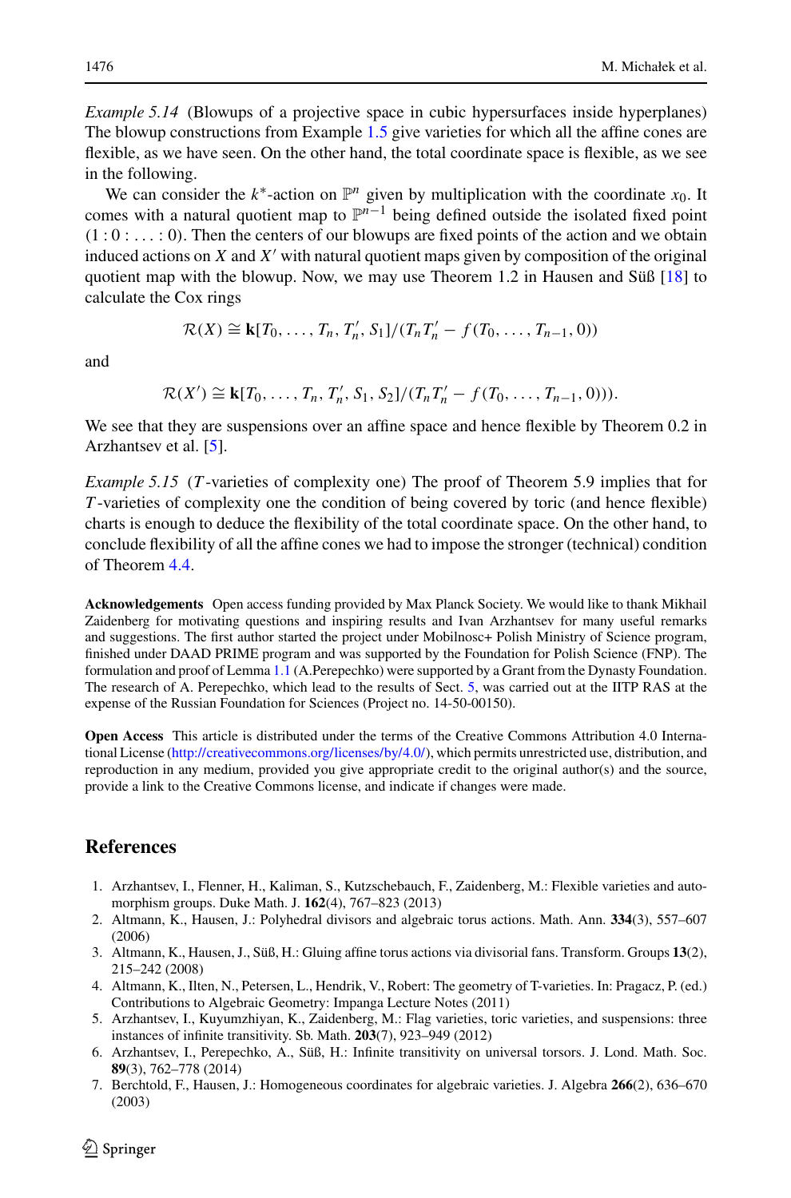*Example 5.14* (Blowups of a projective space in cubic hypersurfaces inside hyperplanes) The blowup constructions from Example 1.5 give varieties for which all the affine cones are flexible, as we have seen. On the other hand, the total coordinate space is flexible, as we see in the following.

We can consider the $k^*$-action on $\mathbb{P}^n$ given by multiplication with the coordinate $x_0$. It comes with a natural quotient map to $\mathbb{P}^{n-1}$ being defined outside the isolated fixed point $(1 : 0 : \ldots : 0)$. Then the centers of our blowups are fixed points of the action and we obtain induced actions on $X$ and $X'$ with natural quotient maps given by composition of the original quotient map with the blowup. Now, we may use Theorem 1.2 in Hausen and Süß [18] to calculate the Cox rings

$$\mathcal{R}(X) \cong \mathbf{k}[T_0, \ldots, T_n, T_n', S_1]/(T_n T_n' - f(T_0, \ldots, T_{n-1}, 0))$$

and

$$\mathcal{R}(X') \cong \mathbf{k}[T_0, \ldots, T_n, T_n', S_1, S_2]/(T_n T_n' - f(T_0, \ldots, T_{n-1}, 0))).$$

We see that they are suspensions over an affine space and hence flexible by Theorem 0.2 in Arzhantsev et al. [5].

*Example 5.15* ($T$-varieties of complexity one) The proof of Theorem 5.9 implies that for $T$-varieties of complexity one the condition of being covered by toric (and hence flexible) charts is enough to deduce the flexibility of the total coordinate space. On the other hand, to conclude flexibility of all the affine cones we had to impose the stronger (technical) condition of Theorem 4.4.

**Acknowledgements** Open access funding provided by Max Planck Society. We would like to thank Mikhail Zaidenberg for motivating questions and inspiring results and Ivan Arzhantsev for many useful remarks and suggestions. The first author started the project under Mobilnosc+ Polish Ministry of Science program, finished under DAAD PRIME program and was supported by the Foundation for Polish Science (FNP). The formulation and proof of Lemma 1.1 (A.Perepechko) were supported by a Grant from the Dynasty Foundation. The research of A. Perepechko, which lead to the results of Sect. 5, was carried out at the IITP RAS at the expense of the Russian Foundation for Sciences (Project no. 14-50-00150).

**Open Access** This article is distributed under the terms of the Creative Commons Attribution 4.0 International License (http://creativecommons.org/licenses/by/4.0/), which permits unrestricted use, distribution, and reproduction in any medium, provided you give appropriate credit to the original author(s) and the source, provide a link to the Creative Commons license, and indicate if changes were made.

## References

1. Arzhantsev, I., Flenner, H., Kaliman, S., Kutzschebauch, F., Zaidenberg, M.: Flexible varieties and automorphism groups. Duke Math. J. **162**(4), 767–823 (2013)
2. Altmann, K., Hausen, J.: Polyhedral divisors and algebraic torus actions. Math. Ann. **334**(3), 557–607 (2006)
3. Altmann, K., Hausen, J., Süß, H.: Gluing affine torus actions via divisorial fans. Transform. Groups **13**(2), 215–242 (2008)
4. Altmann, K., Ilten, N., Petersen, L., Hendrik, V., Robert: The geometry of T-varieties. In: Pragacz, P. (ed.) Contributions to Algebraic Geometry: Impanga Lecture Notes (2011)
5. Arzhantsev, I., Kuyumzhiyan, K., Zaidenberg, M.: Flag varieties, toric varieties, and suspensions: three instances of infinite transitivity. Sb. Math. **203**(7), 923–949 (2012)
6. Arzhantsev, I., Perepechko, A., Süß, H.: Infinite transitivity on universal torsors. J. Lond. Math. Soc. **89**(3), 762–778 (2014)
7. Berchtold, F., Hausen, J.: Homogeneous coordinates for algebraic varieties. J. Algebra **266**(2), 636–670 (2003)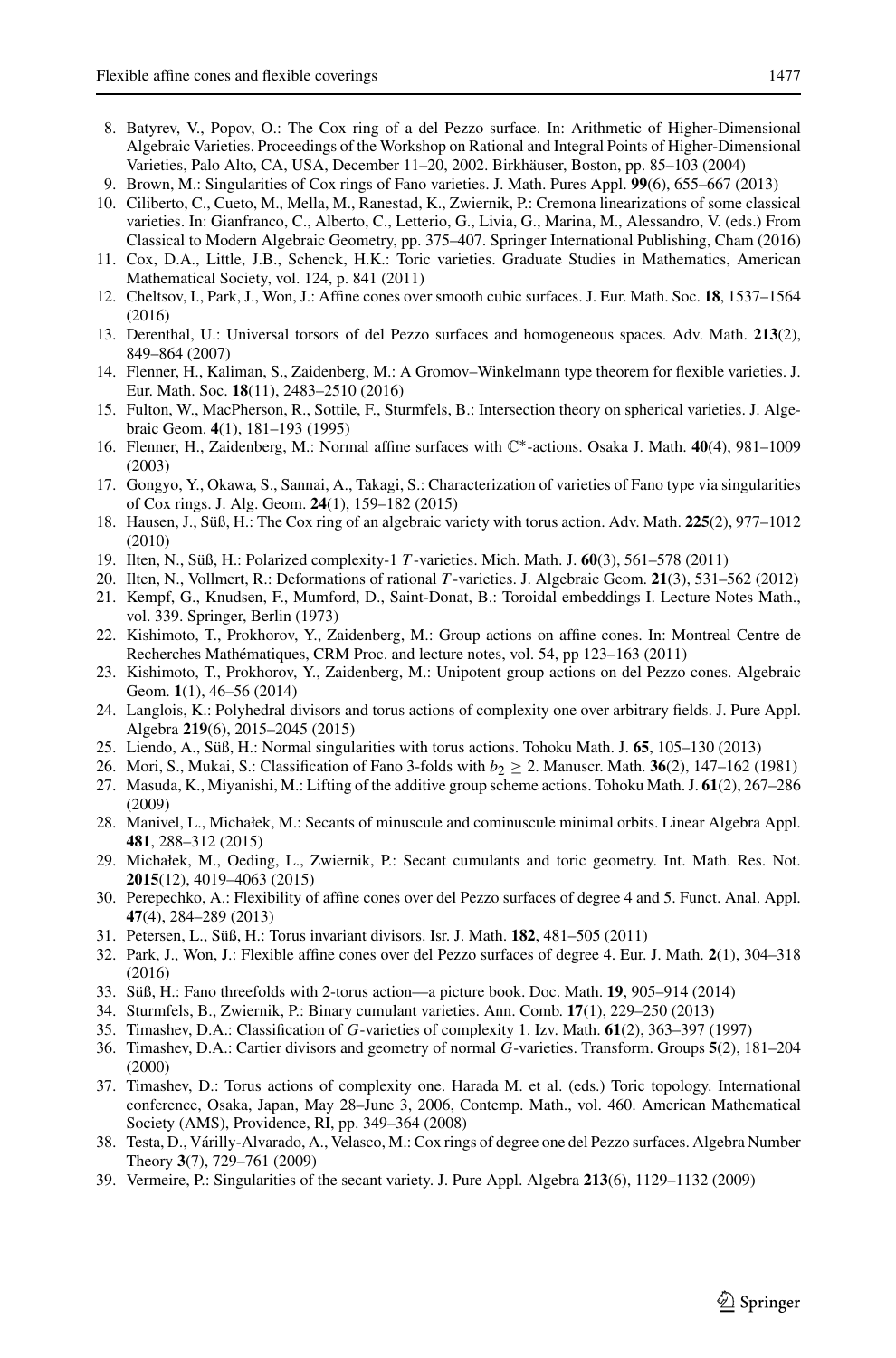8. Batyrev, V., Popov, O.: The Cox ring of a del Pezzo surface. In: Arithmetic of Higher-Dimensional Algebraic Varieties. Proceedings of the Workshop on Rational and Integral Points of Higher-Dimensional Varieties, Palo Alto, CA, USA, December 11–20, 2002. Birkhäuser, Boston, pp. 85–103 (2004)
9. Brown, M.: Singularities of Cox rings of Fano varieties. J. Math. Pures Appl. **99**(6), 655–667 (2013)
10. Ciliberto, C., Cueto, M., Mella, M., Ranestad, K., Zwiernik, P.: Cremona linearizations of some classical varieties. In: Gianfranco, C., Alberto, C., Letterio, G., Livia, G., Marina, M., Alessandro, V. (eds.) From Classical to Modern Algebraic Geometry, pp. 375–407. Springer International Publishing, Cham (2016)
11. Cox, D.A., Little, J.B., Schenck, H.K.: Toric varieties. Graduate Studies in Mathematics, American Mathematical Society, vol. 124, p. 841 (2011)
12. Cheltsov, I., Park, J., Won, J.: Affine cones over smooth cubic surfaces. J. Eur. Math. Soc. **18**, 1537–1564 (2016)
13. Derenthal, U.: Universal torsors of del Pezzo surfaces and homogeneous spaces. Adv. Math. **213**(2), 849–864 (2007)
14. Flenner, H., Kaliman, S., Zaidenberg, M.: A Gromov–Winkelmann type theorem for flexible varieties. J. Eur. Math. Soc. **18**(11), 2483–2510 (2016)
15. Fulton, W., MacPherson, R., Sottile, F., Sturmfels, B.: Intersection theory on spherical varieties. J. Algebraic Geom. **4**(1), 181–193 (1995)
16. Flenner, H., Zaidenberg, M.: Normal affine surfaces with $\mathbb{C}^*$-actions. Osaka J. Math. **40**(4), 981–1009 (2003)
17. Gongyo, Y., Okawa, S., Sannai, A., Takagi, S.: Characterization of varieties of Fano type via singularities of Cox rings. J. Alg. Geom. **24**(1), 159–182 (2015)
18. Hausen, J., Süß, H.: The Cox ring of an algebraic variety with torus action. Adv. Math. **225**(2), 977–1012 (2010)
19. Ilten, N., Süß, H.: Polarized complexity-1 $T$-varieties. Mich. Math. J. **60**(3), 561–578 (2011)
20. Ilten, N., Vollmert, R.: Deformations of rational $T$-varieties. J. Algebraic Geom. **21**(3), 531–562 (2012)
21. Kempf, G., Knudsen, F., Mumford, D., Saint-Donat, B.: Toroidal embeddings I. Lecture Notes Math., vol. 339. Springer, Berlin (1973)
22. Kishimoto, T., Prokhorov, Y., Zaidenberg, M.: Group actions on affine cones. In: Montreal Centre de Recherches Mathématiques, CRM Proc. and lecture notes, vol. 54, pp 123–163 (2011)
23. Kishimoto, T., Prokhorov, Y., Zaidenberg, M.: Unipotent group actions on del Pezzo cones. Algebraic Geom. **1**(1), 46–56 (2014)
24. Langlois, K.: Polyhedral divisors and torus actions of complexity one over arbitrary fields. J. Pure Appl. Algebra **219**(6), 2015–2045 (2015)
25. Liendo, A., Süß, H.: Normal singularities with torus actions. Tohoku Math. J. **65**, 105–130 (2013)
26. Mori, S., Mukai, S.: Classification of Fano 3-folds with $b_2 \geq 2$. Manuscr. Math. **36**(2), 147–162 (1981)
27. Masuda, K., Miyanishi, M.: Lifting of the additive group scheme actions. Tohoku Math. J. **61**(2), 267–286 (2009)
28. Manivel, L., Michałek, M.: Secants of minuscule and cominuscule minimal orbits. Linear Algebra Appl. **481**, 288–312 (2015)
29. Michałek, M., Oeding, L., Zwiernik, P.: Secant cumulants and toric geometry. Int. Math. Res. Not. **2015**(12), 4019–4063 (2015)
30. Perepechko, A.: Flexibility of affine cones over del Pezzo surfaces of degree 4 and 5. Funct. Anal. Appl. **47**(4), 284–289 (2013)
31. Petersen, L., Süß, H.: Torus invariant divisors. Isr. J. Math. **182**, 481–505 (2011)
32. Park, J., Won, J.: Flexible affine cones over del Pezzo surfaces of degree 4. Eur. J. Math. **2**(1), 304–318 (2016)
33. Süß, H.: Fano threefolds with 2-torus action—a picture book. Doc. Math. **19**, 905–914 (2014)
34. Sturmfels, B., Zwiernik, P.: Binary cumulant varieties. Ann. Comb. **17**(1), 229–250 (2013)
35. Timashev, D.A.: Classification of $G$-varieties of complexity 1. Izv. Math. **61**(2), 363–397 (1997)
36. Timashev, D.A.: Cartier divisors and geometry of normal $G$-varieties. Transform. Groups **5**(2), 181–204 (2000)
37. Timashev, D.: Torus actions of complexity one. Harada M. et al. (eds.) Toric topology. International conference, Osaka, Japan, May 28–June 3, 2006, Contemp. Math., vol. 460. American Mathematical Society (AMS), Providence, RI, pp. 349–364 (2008)
38. Testa, D., Várilly-Alvarado, A., Velasco, M.: Cox rings of degree one del Pezzo surfaces. Algebra Number Theory **3**(7), 729–761 (2009)
39. Vermeire, P.: Singularities of the secant variety. J. Pure Appl. Algebra **213**(6), 1129–1132 (2009)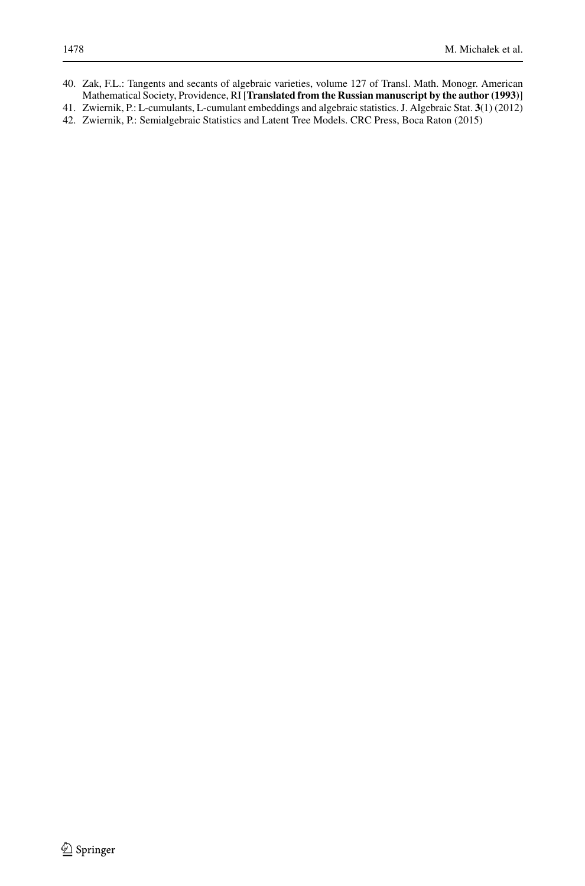40. Zak, F.L.: Tangents and secants of algebraic varieties, volume 127 of Transl. Math. Monogr. American Mathematical Society, Providence, RI [**Translated from the Russian manuscript by the author (1993)**]
41. Zwiernik, P.: L-cumulants, L-cumulant embeddings and algebraic statistics. J. Algebraic Stat. **3**(1) (2012)
42. Zwiernik, P.: Semialgebraic Statistics and Latent Tree Models. CRC Press, Boca Raton (2015)